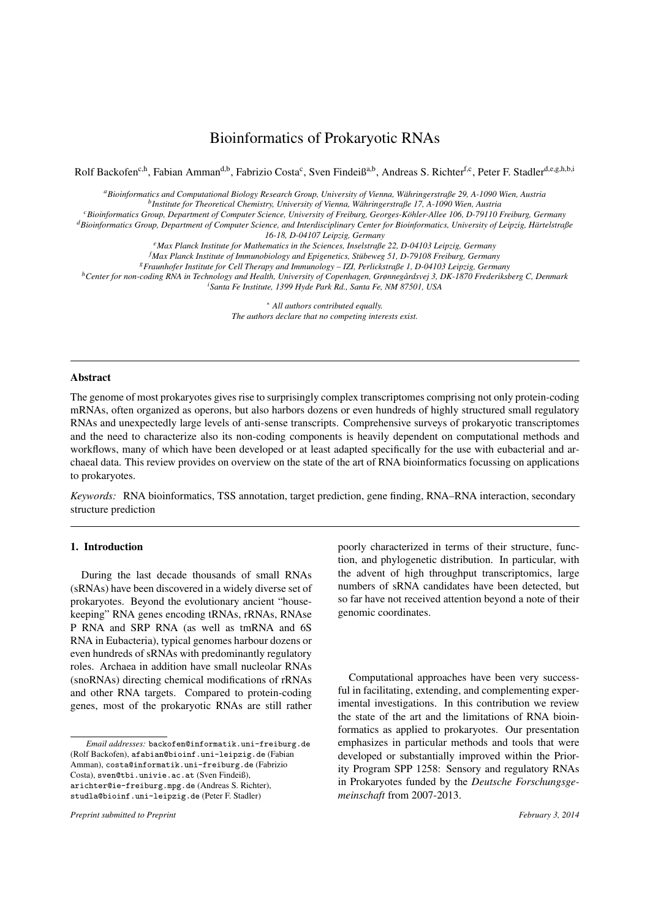# Bioinformatics of Prokaryotic RNAs

Rolf Backofen[c,h], Fabian Amman[d,b], Fabrizio Costa[c], Sven Findeiß[a,b], Andreas S. Richter[f,c], Peter F. Stadler[d,e,g,h,b,i]

[a] *Bioinformatics and Computational Biology Research Group, University of Vienna, Währingerstraße 29, A-1090 Wien, Austria*
[b] *Institute for Theoretical Chemistry, University of Vienna, Währingerstraße 17, A-1090 Wien, Austria*
[c] *Bioinformatics Group, Department of Computer Science, University of Freiburg, Georges-Köhler-Allee 106, D-79110 Freiburg, Germany*
[d] *Bioinformatics Group, Department of Computer Science, and Interdisciplinary Center for Bioinformatics, University of Leipzig, Härtelstraße 16-18, D-04107 Leipzig, Germany*
[e] *Max Planck Institute for Mathematics in the Sciences, Inselstraße 22, D-04103 Leipzig, Germany*
[f] *Max Planck Institute of Immunobiology and Epigenetics, Stübeweg 51, D-79108 Freiburg, Germany*
[g] *Fraunhofer Institute for Cell Therapy and Immunology – IZI, Perlickstraße 1, D-04103 Leipzig, Germany*
[h] *Center for non-coding RNA in Technology and Health, University of Copenhagen, Grønnegårdsvej 3, DK-1870 Frederiksberg C, Denmark*
[i] *Santa Fe Institute, 1399 Hyde Park Rd., Santa Fe, NM 87501, USA*

* *All authors contributed equally.*
*The authors declare that no competing interests exist.*

## Abstract

The genome of most prokaryotes gives rise to surprisingly complex transcriptomes comprising not only protein-coding mRNAs, often organized as operons, but also harbors dozens or even hundreds of highly structured small regulatory RNAs and unexpectedly large levels of anti-sense transcripts. Comprehensive surveys of prokaryotic transcriptomes and the need to characterize also its non-coding components is heavily dependent on computational methods and workflows, many of which have been developed or at least adapted specifically for the use with eubacterial and archaeal data. This review provides on overview on the state of the art of RNA bioinformatics focussing on applications to prokaryotes.

*Keywords:* RNA bioinformatics, TSS annotation, target prediction, gene finding, RNA–RNA interaction, secondary structure prediction

## 1. Introduction

During the last decade thousands of small RNAs (sRNAs) have been discovered in a widely diverse set of prokaryotes. Beyond the evolutionary ancient "housekeeping" RNA genes encoding tRNAs, rRNAs, RNAse P RNA and SRP RNA (as well as tmRNA and 6S RNA in Eubacteria), typical genomes harbour dozens or even hundreds of sRNAs with predominantly regulatory roles. Archaea in addition have small nucleolar RNAs (snoRNAs) directing chemical modifications of rRNAs and other RNA targets. Compared to protein-coding genes, most of the prokaryotic RNAs are still rather poorly characterized in terms of their structure, function, and phylogenetic distribution. In particular, with the advent of high throughput transcriptomics, large numbers of sRNA candidates have been detected, but so far have not received attention beyond a note of their genomic coordinates.

Computational approaches have been very successful in facilitating, extending, and complementing experimental investigations. In this contribution we review the state of the art and the limitations of RNA bioinformatics as applied to prokaryotes. Our presentation emphasizes in particular methods and tools that were developed or substantially improved within the Priority Program SPP 1258: Sensory and regulatory RNAs in Prokaryotes funded by the *Deutsche Forschungsgemeinschaft* from 2007-2013.

*Email addresses:* backofen@informatik.uni-freiburg.de (Rolf Backofen), afabian@bioinf.uni-leipzig.de (Fabian Amman), costa@informatik.uni-freiburg.de (Fabrizio Costa), sven@tbi.univie.ac.at (Sven Findeiß), arichter@ie-freiburg.mpg.de (Andreas S. Richter), studla@bioinf.uni-leipzig.de (Peter F. Stadler)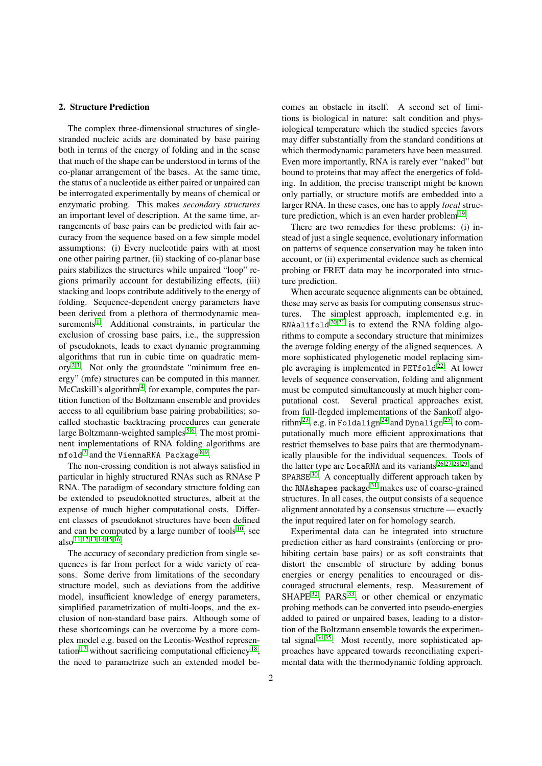## 2. Structure Prediction

The complex three-dimensional structures of single-stranded nucleic acids are dominated by base pairing both in terms of the energy of folding and in the sense that much of the shape can be understood in terms of the co-planar arrangement of the bases. At the same time, the status of a nucleotide as either paired or unpaired can be interrogated experimentally by means of chemical or enzymatic probing. This makes *secondary structures* an important level of description. At the same time, arrangements of base pairs can be predicted with fair accuracy from the sequence based on a few simple model assumptions: (i) Every nucleotide pairs with at most one other pairing partner, (ii) stacking of co-planar base pairs stabilizes the structures while unpaired "loop" regions primarily account for destabilizing effects, (iii) stacking and loops contribute additively to the energy of folding. Sequence-dependent energy parameters have been derived from a plethora of thermodynamic measurements[1]. Additional constraints, in particular the exclusion of crossing base pairs, i.e., the suppression of pseudoknots, leads to exact dynamic programming algorithms that run in cubic time on quadratic memory[2,3]. Not only the groundstate "minimum free energy" (mfe) structures can be computed in this manner. McCaskill's algorithm[4], for example, computes the partition function of the Boltzmann ensemble and provides access to all equilibrium base pairing probabilities; so-called stochastic backtracing procedures can generate large Boltzmann-weighted samples[5,6]. The most prominent implementations of RNA folding algorithms are `mfold`[7] and the `ViennaRNA Package`[8,9].

The non-crossing condition is not always satisfied in particular in highly structured RNAs such as RNAse P RNA. The paradigm of secondary structure folding can be extended to pseudoknotted structures, albeit at the expense of much higher computational costs. Different classes of pseudoknot structures have been defined and can be computed by a large number of tools[10], see also[11,12,13,14,15,16].

The accuracy of secondary prediction from single sequences is far from perfect for a wide variety of reasons. Some derive from limitations of the secondary structure model, such as deviations from the additive model, insufficient knowledge of energy parameters, simplified parametrization of multi-loops, and the exclusion of non-standard base pairs. Although some of these shortcomings can be overcome by a more complex model e.g. based on the Leontis-Westhof representation[17] without sacrificing computational efficiency[18], the need to parametrize such an extended model becomes an obstacle in itself. A second set of limitations is biological in nature: salt condition and physiological temperature which the studied species favors may differ substantially from the standard conditions at which thermodynamic parameters have been measured. Even more importantly, RNA is rarely ever "naked" but bound to proteins that may affect the energetics of folding. In addition, the precise transcript might be known only partially, or structure motifs are embedded into a larger RNA. In these cases, one has to apply *local* structure prediction, which is an even harder problem[19].

There are two remedies for these problems: (i) instead of just a single sequence, evolutionary information on patterns of sequence conservation may be taken into account, or (ii) experimental evidence such as chemical probing or FRET data may be incorporated into structure prediction.

When accurate sequence alignments can be obtained, these may serve as basis for computing consensus structures. The simplest approach, implemented e.g. in `RNAalifold`[20,21] is to extend the RNA folding algorithms to compute a secondary structure that minimizes the average folding energy of the aligned sequences. A more sophisticated phylogenetic model replacing simple averaging is implemented in `PETfold`[22]. At lower levels of sequence conservation, folding and alignment must be computed simultaneously at much higher computational cost. Several practical approaches exist, from full-fledged implementations of the Sankoff algorithm[23], e.g. in `Foldalign`[24] and `Dynalign`[25], to computationally much more efficient approximations that restrict themselves to base pairs that are thermodynamically plausible for the individual sequences. Tools of the latter type are `LocaRNA` and its variants[26,27,28,29] and `SPARSE`[30]. A conceptually different approach taken by the `RNAshapes` package[31] makes use of coarse-grained structures. In all cases, the output consists of a sequence alignment annotated by a consensus structure — exactly the input required later on for homology search.

Experimental data can be integrated into structure prediction either as hard constraints (enforcing or prohibiting certain base pairs) or as soft constraints that distort the ensemble of structure by adding bonus energies or energy penalties to encouraged or discouraged structural elements, resp. Measurement of SHAPE[32], PARS[33], or other chemical or enzymatic probing methods can be converted into pseudo-energies added to paired or unpaired bases, leading to a distortion of the Boltzmann ensemble towards the experimental signal[34,35]. Most recently, more sophisticated approaches have appeared towards reconciliating experimental data with the thermodynamic folding approach.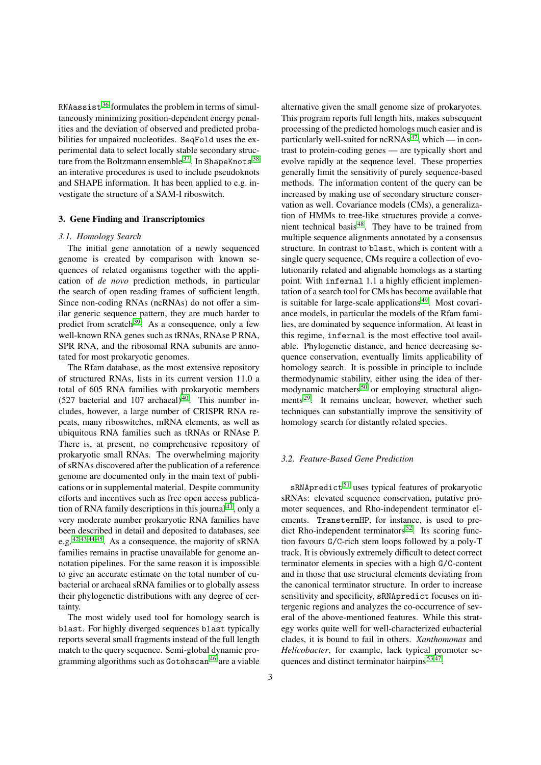RNAassist[36] formulates the problem in terms of simultaneously minimizing position-dependent energy penalities and the deviation of observed and predicted probabilities for unpaired nucleotides. SeqFold uses the experimental data to select locally stable secondary structure from the Boltzmann ensemble[37]. In ShapeKnots[38] an interative procedures is used to include pseudoknots and SHAPE information. It has been applied to e.g. investigate the structure of a SAM-I riboswitch.

## 3. Gene Finding and Transcriptomics

### *3.1. Homology Search*

The initial gene annotation of a newly sequenced genome is created by comparison with known sequences of related organisms together with the application of *de novo* prediction methods, in particular the search of open reading frames of sufficient length. Since non-coding RNAs (ncRNAs) do not offer a similar generic sequence pattern, they are much harder to predict from scratch[39]. As a consequence, only a few well-known RNA genes such as tRNAs, RNAse P RNA, SPR RNA, and the ribosomal RNA subunits are annotated for most prokaryotic genomes.

The Rfam database, as the most extensive repository of structured RNAs, lists in its current version 11.0 a total of 605 RNA families with prokaryotic members (527 bacterial and 107 archaeal)[40]. This number includes, however, a large number of CRISPR RNA repeats, many riboswitches, mRNA elements, as well as ubiquitous RNA families such as tRNAs or RNAse P. There is, at present, no comprehensive repository of prokaryotic small RNAs. The overwhelming majority of sRNAs discovered after the publication of a reference genome are documented only in the main text of publications or in supplemental material. Despite community efforts and incentives such as free open access publication of RNA family descriptions in this journal[41], only a very moderate number prokaryotic RNA families have been described in detail and deposited to databases, see e.g. [42,43,44,45]. As a consequence, the majority of sRNA families remains in practise unavailable for genome annotation pipelines. For the same reason it is impossible to give an accurate estimate on the total number of eubacterial or archaeal sRNA families or to globally assess their phylogenetic distributions with any degree of certainty.

The most widely used tool for homology search is blast. For highly diverged sequences blast typically reports several small fragments instead of the full length match to the query sequence. Semi-global dynamic programming algorithms such as Gotohscan[46] are a viable alternative given the small genome size of prokaryotes. This program reports full length hits, makes subsequent processing of the predicted homologs much easier and is particularly well-suited for ncRNAs[47], which — in contrast to protein-coding genes — are typically short and evolve rapidly at the sequence level. These properties generally limit the sensitivity of purely sequence-based methods. The information content of the query can be increased by making use of secondary structure conservation as well. Covariance models (CMs), a generalization of HMMs to tree-like structures provide a convenient technical basis[48]. They have to be trained from multiple sequence alignments annotated by a consensus structure. In contrast to blast, which is content with a single query sequence, CMs require a collection of evolutionarily related and alignable homologs as a starting point. With infernal 1.1 a highly efficient implementation of a search tool for CMs has become available that is suitable for large-scale applications[49]. Most covariance models, in particular the models of the Rfam families, are dominated by sequence information. At least in this regime, infernal is the most effective tool available. Phylogenetic distance, and hence decreasing sequence conservation, eventually limits applicability of homology search. It is possible in principle to include thermodynamic stability, either using the idea of thermodynamic matchers[50] or employing structural alignments[29]. It remains unclear, however, whether such techniques can substantially improve the sensitivity of homology search for distantly related species.

### *3.2. Feature-Based Gene Prediction*

sRNApredict[51] uses typical features of prokaryotic sRNAs: elevated sequence conservation, putative promoter sequences, and Rho-independent terminator elements. TranstermHP, for instance, is used to predict Rho-independent terminators[52]. Its scoring function favours G/C-rich stem loops followed by a poly-T track. It is obviously extremely difficult to detect correct terminator elements in species with a high G/C-content and in those that use structural elements deviating from the canonical terminator structure. In order to increase sensitivity and specificity, sRNApredict focuses on intergenic regions and analyzes the co-occurrence of several of the above-mentioned features. While this strategy works quite well for well-characterized eubacterial clades, it is bound to fail in others. *Xanthomonas* and *Helicobacter*, for example, lack typical promoter sequences and distinct terminator hairpins[53,47].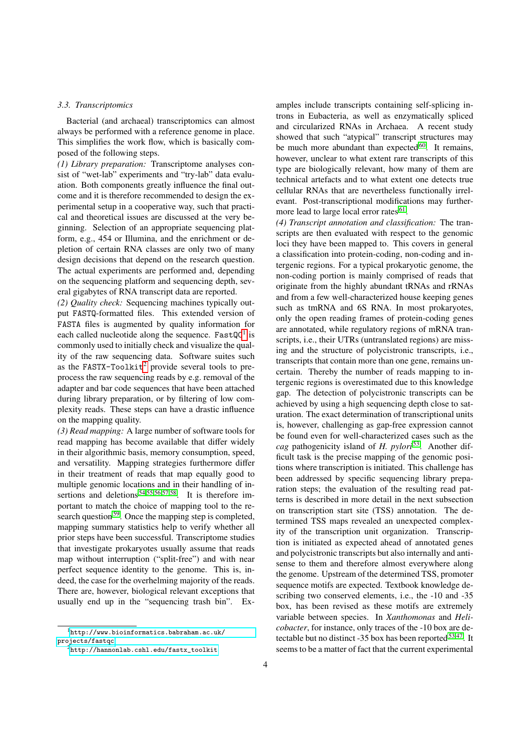### 3.3. Transcriptomics

Bacterial (and archaeal) transcriptomics can almost always be performed with a reference genome in place. This simplifies the work flow, which is basically composed of the following steps.

*(1) Library preparation:* Transcriptome analyses consist of "wet-lab" experiments and "try-lab" data evaluation. Both components greatly influence the final outcome and it is therefore recommended to design the experimental setup in a cooperative way, such that practical and theoretical issues are discussed at the very beginning. Selection of an appropriate sequencing platform, e.g., 454 or Illumina, and the enrichment or depletion of certain RNA classes are only two of many design decisions that depend on the research question. The actual experiments are performed and, depending on the sequencing platform and sequencing depth, several gigabytes of RNA transcript data are reported.

*(2) Quality check:* Sequencing machines typically output FASTQ-formatted files. This extended version of FASTA files is augmented by quality information for each called nucleotide along the sequence. FastQC[1] is commonly used to initially check and visualize the quality of the raw sequencing data. Software suites such as the FASTX-Toolkit[2] provide several tools to preprocess the raw sequencing reads by e.g. removal of the adapter and bar code sequences that have been attached during library preparation, or by filtering of low complexity reads. These steps can have a drastic influence on the mapping quality.

*(3) Read mapping:* A large number of software tools for read mapping has become available that differ widely in their algorithmic basis, memory consumption, speed, and versatility. Mapping strategies furthermore differ in their treatment of reads that map equally good to multiple genomic locations and in their handling of insertions and deletions[54,55,56,57,58]. It is therefore important to match the choice of mapping tool to the research question[59]. Once the mapping step is completed, mapping summary statistics help to verify whether all prior steps have been successful. Transcriptome studies that investigate prokaryotes usually assume that reads map without interruption ("split-free") and with near perfect sequence identity to the genome. This is, indeed, the case for the overhelming majority of the reads. There are, however, biological relevant exceptions that usually end up in the "sequencing trash bin". Examples include transcripts containing self-splicing introns in Eubacteria, as well as enzymatically spliced and circularized RNAs in Archaea. A recent study showed that such "atypical" transcript structures may be much more abundant than expected[60]. It remains, however, unclear to what extent rare transcripts of this type are biologically relevant, how many of them are technical artefacts and to what extent one detects true cellular RNAs that are nevertheless functionally irrelevant. Post-transcriptional modifications may furthermore lead to large local error rates[61].

*(4) Transcript annotation and classification:* The transcripts are then evaluated with respect to the genomic loci they have been mapped to. This covers in general a classification into protein-coding, non-coding and intergenic regions. For a typical prokaryotic genome, the non-coding portion is mainly comprised of reads that originate from the highly abundant tRNAs and rRNAs and from a few well-characterized house keeping genes such as tmRNA and 6S RNA. In most prokaryotes, only the open reading frames of protein-coding genes are annotated, while regulatory regions of mRNA transcripts, i.e., their UTRs (untranslated regions) are missing and the structure of polycistronic transcripts, i.e., transcripts that contain more than one gene, remains uncertain. Thereby the number of reads mapping to intergenic regions is overestimated due to this knowledge gap. The detection of polycistronic transcripts can be achieved by using a high sequencing depth close to saturation. The exact determination of transcriptional units is, however, challenging as gap-free expression cannot be found even for well-characterized cases such as the *cag* pathogenicity island of *H. pylori*[53]. Another difficult task is the precise mapping of the genomic positions where transcription is initiated. This challenge has been addressed by specific sequencing library preparation steps; the evaluation of the resulting read patterns is described in more detail in the next subsection on transcription start site (TSS) annotation. The determined TSS maps revealed an unexpected complexity of the transcription unit organization. Transcription is initiated as expected ahead of annotated genes and polycistronic transcripts but also internally and antisense to them and therefore almost everywhere along the genome. Upstream of the determined TSS, promoter sequence motifs are expected. Textbook knowledge describing two conserved elements, i.e., the -10 and -35 box, has been revised as these motifs are extremely variable between species. In *Xanthomonas* and *Helicobacter*, for instance, only traces of the -10 box are detectable but no distinct -35 box has been reported[53,47]. It seems to be a matter of fact that the current experimental

[1] http://www.bioinformatics.babraham.ac.uk/projects/fastqc

[2] http://hannonlab.cshl.edu/fastx_toolkit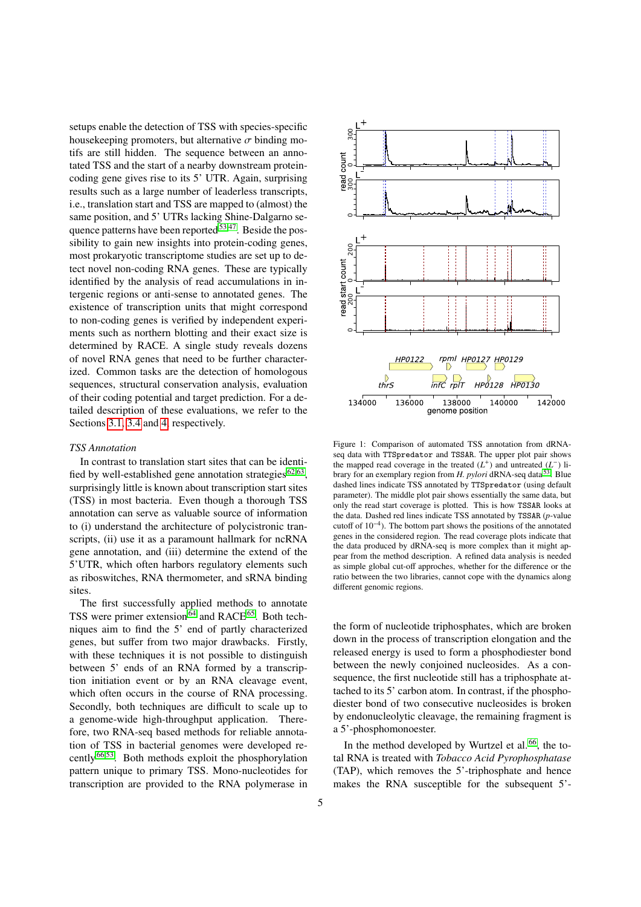setups enable the detection of TSS with species-specific housekeeping promoters, but alternative $\sigma$ binding motifs are still hidden. The sequence between an annotated TSS and the start of a nearby downstream protein-coding gene gives rise to its 5' UTR. Again, surprising results such as a large number of leaderless transcripts, i.e., translation start and TSS are mapped to (almost) the same position, and 5' UTRs lacking Shine-Dalgarno sequence patterns have been reported[53,47]. Beside the possibility to gain new insights into protein-coding genes, most prokaryotic transcriptome studies are set up to detect novel non-coding RNA genes. These are typically identified by the analysis of read accumulations in intergenic regions or anti-sense to annotated genes. The existence of transcription units that might correspond to non-coding genes is verified by independent experiments such as northern blotting and their exact size is determined by RACE. A single study reveals dozens of novel RNA genes that need to be further characterized. Common tasks are the detection of homologous sequences, structural conservation analysis, evaluation of their coding potential and target prediction. For a detailed description of these evaluations, we refer to the Sections 3.1, 3.4 and 4, respectively.

*TSS Annotation*

In contrast to translation start sites that can be identified by well-established gene annotation strategies[62,63], surprisingly little is known about transcription start sites (TSS) in most bacteria. Even though a thorough TSS annotation can serve as valuable source of information to (i) understand the architecture of polycistronic transcripts, (ii) use it as a paramount hallmark for ncRNA gene annotation, and (iii) determine the extend of the 5'UTR, which often harbors regulatory elements such as riboswitches, RNA thermometer, and sRNA binding sites.

The first successfully applied methods to annotate TSS were primer extension[64] and RACE[65]. Both techniques aim to find the 5' end of partly characterized genes, but suffer from two major drawbacks. Firstly, with these techniques it is not possible to distinguish between 5' ends of an RNA formed by a transcription initiation event or by an RNA cleavage event, which often occurs in the course of RNA processing. Secondly, both techniques are difficult to scale up to a genome-wide high-throughput application. Therefore, two RNA-seq based methods for reliable annotation of TSS in bacterial genomes were developed recently[66,53]. Both methods exploit the phosphorylation pattern unique to primary TSS. Mono-nucleotides for transcription are provided to the RNA polymerase in the form of nucleotide triphosphates, which are broken down in the process of transcription elongation and the released energy is used to form a phosphodiester bond between the newly conjoined nucleotides. As a consequence, the first nucleotide still has a triphosphate attached to its 5' carbon atom. In contrast, if the phosphodiester bond of two consecutive nucleosides is broken by endonucleolytic cleavage, the remaining fragment is a 5'-phosphomonoester.

In the method developed by Wurtzel et al.[66], the total RNA is treated with *Tobacco Acid Pyrophosphatase* (TAP), which removes the 5'-triphosphate and hence makes the RNA susceptible for the subsequent 5'-

Figure 1: Comparison of automated TSS annotation from dRNA-seq data with `TTSpredator` and `TSSAR`. The upper plot pair shows the mapped read coverage in the treated ($L^+$) and untreated ($L^-$) library for an exemplary region from *H. pylori* dRNA-seq data[53]. Blue dashed lines indicate TSS annotated by `TTSpredator` (using default parameter). The middle plot pair shows essentially the same data, but only the read start coverage is plotted. This is how `TSSAR` looks at the data. Dashed red lines indicate TSS annotated by `TSSAR` ($p$-value cutoff of $10^{-4}$). The bottom part shows the positions of the annotated genes in the considered region. The read coverage plots indicate that the data produced by dRNA-seq is more complex than it might appear from the method description. A refined data analysis is needed as simple global cut-off approches, whether for the difference or the ratio between the two libraries, cannot cope with the dynamics along different genomic regions.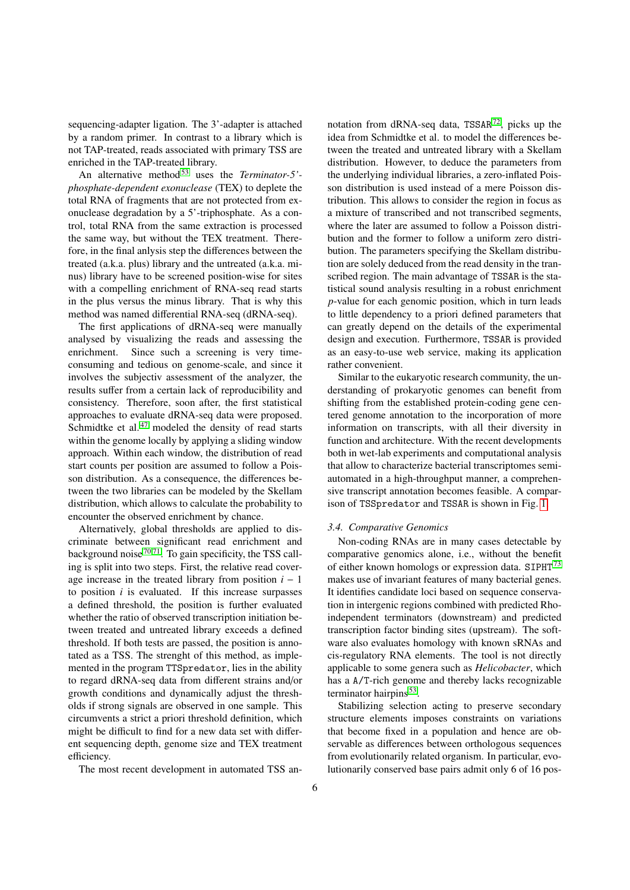sequencing-adapter ligation. The 3'-adapter is attached by a random primer. In contrast to a library which is not TAP-treated, reads associated with primary TSS are enriched in the TAP-treated library.

An alternative method[53] uses the *Terminator-5'-phosphate-dependent exonuclease* (TEX) to deplete the total RNA of fragments that are not protected from exonuclease degradation by a 5'-triphosphate. As a control, total RNA from the same extraction is processed the same way, but without the TEX treatment. Therefore, in the final anlysis step the differences between the treated (a.k.a. plus) library and the untreated (a.k.a. minus) library have to be screened position-wise for sites with a compelling enrichment of RNA-seq read starts in the plus versus the minus library. That is why this method was named differential RNA-seq (dRNA-seq).

The first applications of dRNA-seq were manually analysed by visualizing the reads and assessing the enrichment. Since such a screening is very time-consuming and tedious on genome-scale, and since it involves the subjectiv assessment of the analyzer, the results suffer from a certain lack of reproducibility and consistency. Therefore, soon after, the first statistical approaches to evaluate dRNA-seq data were proposed. Schmidtke et al.[47] modeled the density of read starts within the genome locally by applying a sliding window approach. Within each window, the distribution of read start counts per position are assumed to follow a Poisson distribution. As a consequence, the differences between the two libraries can be modeled by the Skellam distribution, which allows to calculate the probability to encounter the observed enrichment by chance.

Alternatively, global thresholds are applied to discriminate between significant read enrichment and background noise[70,71]. To gain specificity, the TSS calling is split into two steps. First, the relative read coverage increase in the treated library from position $i-1$ to position $i$ is evaluated. If this increase surpasses a defined threshold, the position is further evaluated whether the ratio of observed transcription initiation between treated and untreated library exceeds a defined threshold. If both tests are passed, the position is annotated as a TSS. The strenght of this method, as implemented in the program `TTSpredator`, lies in the ability to regard dRNA-seq data from different strains and/or growth conditions and dynamically adjust the thresholds if strong signals are observed in one sample. This circumvents a strict a priori threshold definition, which might be difficult to find for a new data set with different sequencing depth, genome size and TEX treatment efficiency.

The most recent development in automated TSS annotation from dRNA-seq data, `TSSAR`[72], picks up the idea from Schmidtke et al. to model the differences between the treated and untreated library with a Skellam distribution. However, to deduce the parameters from the underlying individual libraries, a zero-inflated Poisson distribution is used instead of a mere Poisson distribution. This allows to consider the region in focus as a mixture of transcribed and not transcribed segments, where the later are assumed to follow a Poisson distribution and the former to follow a uniform zero distribution. The parameters specifying the Skellam distribution are solely deduced from the read density in the transcribed region. The main advantage of `TSSAR` is the statistical sound analysis resulting in a robust enrichment $p$-value for each genomic position, which in turn leads to little dependency to a priori defined parameters that can greatly depend on the details of the experimental design and execution. Furthermore, `TSSAR` is provided as an easy-to-use web service, making its application rather convenient.

Similar to the eukaryotic research community, the understanding of prokaryotic genomes can benefit from shifting from the established protein-coding gene centered genome annotation to the incorporation of more information on transcripts, with all their diversity in function and architecture. With the recent developments both in wet-lab experiments and computational analysis that allow to characterize bacterial transcriptomes semi-automated in a high-throughput manner, a comprehensive transcript annotation becomes feasible. A comparison of `TSSpredator` and `TSSAR` is shown in Fig. 1.

### 3.4. Comparative Genomics

Non-coding RNAs are in many cases detectable by comparative genomics alone, i.e., without the benefit of either known homologs or expression data. `SIPHT`[73] makes use of invariant features of many bacterial genes. It identifies candidate loci based on sequence conservation in intergenic regions combined with predicted Rho-independent terminators (downstream) and predicted transcription factor binding sites (upstream). The software also evaluates homology with known sRNAs and cis-regulatory RNA elements. The tool is not directly applicable to some genera such as *Helicobacter*, which has a A/T-rich genome and thereby lacks recognizable terminator hairpins[53].

Stabilizing selection acting to preserve secondary structure elements imposes constraints on variations that become fixed in a population and hence are observable as differences between orthologous sequences from evolutionarily related organism. In particular, evolutionarily conserved base pairs admit only 6 of 16 pos-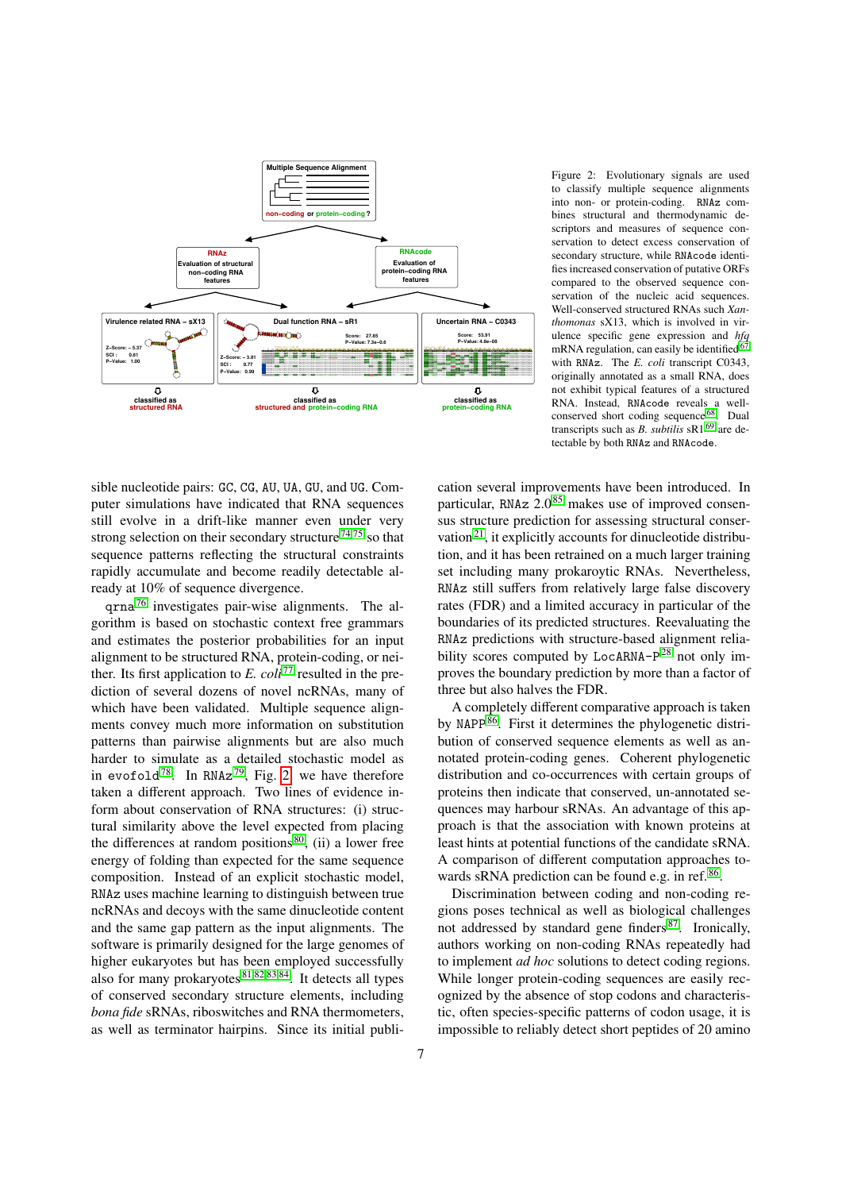Figure 2: Evolutionary signals are used to classify multiple sequence alignments into non- or protein-coding. RNAz combines structural and thermodynamic descriptors and measures of sequence conservation to detect excess conservation of secondary structure, while RNAcode identifies increased conservation of putative ORFs compared to the observed sequence conservation of the nucleic acid sequences. Well-conserved structured RNAs such *Xanthomonas* sX13, which is involved in virulence specific gene expression and *hfq* mRNA regulation, can easily be identified[67] with RNAz. The *E. coli* transcript C0343, originally annotated as a small RNA, does not exhibit typical features of a structured RNA. Instead, RNAcode reveals a well-conserved short coding sequence[68]. Dual transcripts such as *B. subtilis* sR1[69] are detectable by both RNAz and RNAcode.

sible nucleotide pairs: GC, CG, AU, UA, GU, and UG. Computer simulations have indicated that RNA sequences still evolve in a drift-like manner even under very strong selection on their secondary structure[74,75] so that sequence patterns reflecting the structural constraints rapidly accumulate and become readily detectable already at 10% of sequence divergence.

qrna[76] investigates pair-wise alignments. The algorithm is based on stochastic context free grammars and estimates the posterior probabilities for an input alignment to be structured RNA, protein-coding, or neither. Its first application to *E. coli*[77] resulted in the prediction of several dozens of novel ncRNAs, many of which have been validated. Multiple sequence alignments convey much more information on substitution patterns than pairwise alignments but are also much harder to simulate as a detailed stochastic model as in evofold[78]. In RNAz[79], Fig. 2, we have therefore taken a different approach. Two lines of evidence inform about conservation of RNA structures: (i) structural similarity above the level expected from placing the differences at random positions[80], (ii) a lower free energy of folding than expected for the same sequence composition. Instead of an explicit stochastic model, RNAz uses machine learning to distinguish between true ncRNAs and decoys with the same dinucleotide content and the same gap pattern as the input alignments. The software is primarily designed for the large genomes of higher eukaryotes but has been employed successfully also for many prokaryotes[81,82,83,84]. It detects all types of conserved secondary structure elements, including *bona fide* sRNAs, riboswitches and RNA thermometers, as well as terminator hairpins. Since its initial publication several improvements have been introduced. In particular, RNAz 2.0[85] makes use of improved consensus structure prediction for assessing structural conservation[21], it explicitly accounts for dinucleotide distribution, and it has been retrained on a much larger training set including many prokaroytic RNAs. Nevertheless, RNAz still suffers from relatively large false discovery rates (FDR) and a limited accuracy in particular of the boundaries of its predicted structures. Reevaluating the RNAz predictions with structure-based alignment reliability scores computed by LocARNA-P[28] not only improves the boundary prediction by more than a factor of three but also halves the FDR.

A completely different comparative approach is taken by NAPP[86]. First it determines the phylogenetic distribution of conserved sequence elements as well as annotated protein-coding genes. Coherent phylogenetic distribution and co-occurrences with certain groups of proteins then indicate that conserved, un-annotated sequences may harbour sRNAs. An advantage of this approach is that the association with known proteins at least hints at potential functions of the candidate sRNA. A comparison of different computation approaches towards sRNA prediction can be found e.g. in ref.[86].

Discrimination between coding and non-coding regions poses technical as well as biological challenges not addressed by standard gene finders[87]. Ironically, authors working on non-coding RNAs repeatedly had to implement *ad hoc* solutions to detect coding regions. While longer protein-coding sequences are easily recognized by the absence of stop codons and characteristic, often species-specific patterns of codon usage, it is impossible to reliably detect short peptides of 20 amino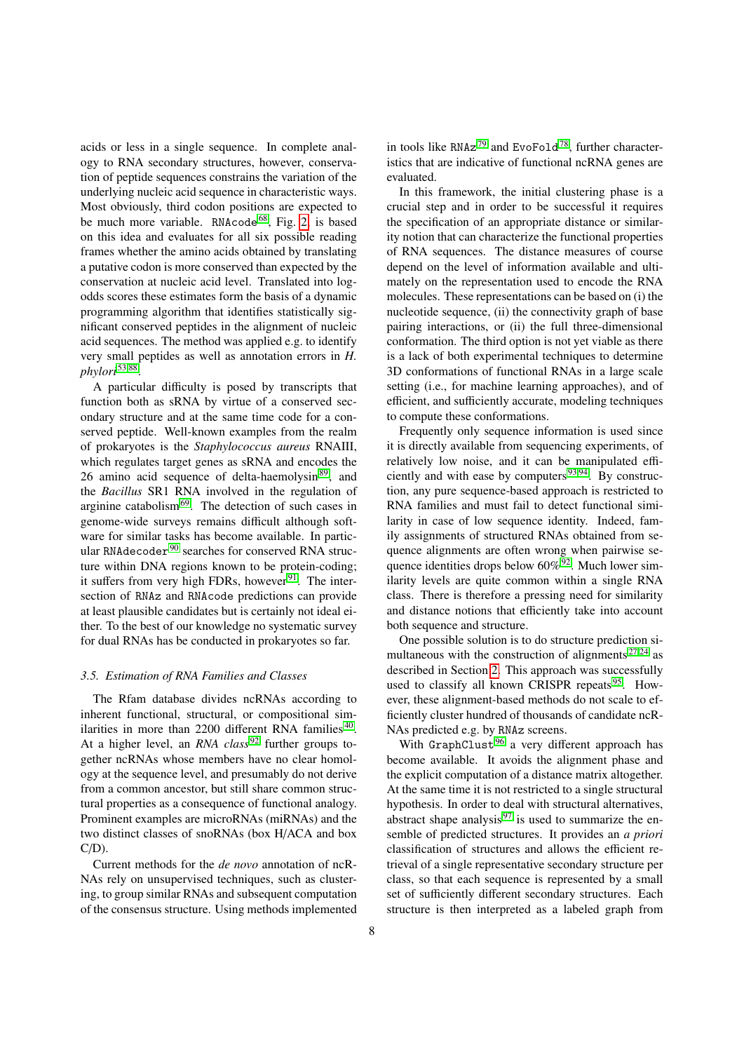acids or less in a single sequence. In complete analogy to RNA secondary structures, however, conservation of peptide sequences constrains the variation of the underlying nucleic acid sequence in characteristic ways. Most obviously, third codon positions are expected to be much more variable. `RNAcode`[68], Fig. 2, is based on this idea and evaluates for all six possible reading frames whether the amino acids obtained by translating a putative codon is more conserved than expected by the conservation at nucleic acid level. Translated into log-odds scores these estimates form the basis of a dynamic programming algorithm that identifies statistically significant conserved peptides in the alignment of nucleic acid sequences. The method was applied e.g. to identify very small peptides as well as annotation errors in *H. phylori*[53,88].

A particular difficulty is posed by transcripts that function both as sRNA by virtue of a conserved secondary structure and at the same time code for a conserved peptide. Well-known examples from the realm of prokaryotes is the *Staphylococcus aureus* RNAIII, which regulates target genes as sRNA and encodes the 26 amino acid sequence of delta-haemolysin[89], and the *Bacillus* SR1 RNA involved in the regulation of arginine catabolism[69]. The detection of such cases in genome-wide surveys remains difficult although software for similar tasks has become available. In particular `RNAdecoder`[90] searches for conserved RNA structure within DNA regions known to be protein-coding; it suffers from very high FDRs, however[91]. The intersection of `RNAz` and `RNAcode` predictions can provide at least plausible candidates but is certainly not ideal either. To the best of our knowledge no systematic survey for dual RNAs has be conducted in prokaryotes so far.

### 3.5. Estimation of RNA Families and Classes

The Rfam database divides ncRNAs according to inherent functional, structural, or compositional similarities in more than 2200 different RNA families[40]. At a higher level, an *RNA class*[92] further groups together ncRNAs whose members have no clear homology at the sequence level, and presumably do not derive from a common ancestor, but still share common structural properties as a consequence of functional analogy. Prominent examples are microRNAs (miRNAs) and the two distinct classes of snoRNAs (box H/ACA and box C/D).

Current methods for the *de novo* annotation of ncRNAs rely on unsupervised techniques, such as clustering, to group similar RNAs and subsequent computation of the consensus structure. Using methods implemented in tools like `RNAz`[79] and `EvoFold`[78], further characteristics that are indicative of functional ncRNA genes are evaluated.

In this framework, the initial clustering phase is a crucial step and in order to be successful it requires the specification of an appropriate distance or similarity notion that can characterize the functional properties of RNA sequences. The distance measures of course depend on the level of information available and ultimately on the representation used to encode the RNA molecules. These representations can be based on (i) the nucleotide sequence, (ii) the connectivity graph of base pairing interactions, or (ii) the full three-dimensional conformation. The third option is not yet viable as there is a lack of both experimental techniques to determine 3D conformations of functional RNAs in a large scale setting (i.e., for machine learning approaches), and of efficient, and sufficiently accurate, modeling techniques to compute these conformations.

Frequently only sequence information is used since it is directly available from sequencing experiments, of relatively low noise, and it can be manipulated efficiently and with ease by computers[93,94]. By construction, any pure sequence-based approach is restricted to RNA families and must fail to detect functional similarity in case of low sequence identity. Indeed, family assignments of structured RNAs obtained from sequence alignments are often wrong when pairwise sequence identities drops below 60%[92]. Much lower similarity levels are quite common within a single RNA class. There is therefore a pressing need for similarity and distance notions that efficiently take into account both sequence and structure.

One possible solution is to do structure prediction simultaneous with the construction of alignments[27,24] as described in Section 2. This approach was successfully used to classify all known CRISPR repeats[95]. However, these alignment-based methods do not scale to efficiently cluster hundred of thousands of candidate ncRNAs predicted e.g. by `RNAz` screens.

With `GraphClust`[96] a very different approach has become available. It avoids the alignment phase and the explicit computation of a distance matrix altogether. At the same time it is not restricted to a single structural hypothesis. In order to deal with structural alternatives, abstract shape analysis[97] is used to summarize the ensemble of predicted structures. It provides an *a priori* classification of structures and allows the efficient retrieval of a single representative secondary structure per class, so that each sequence is represented by a small set of sufficiently different secondary structures. Each structure is then interpreted as a labeled graph from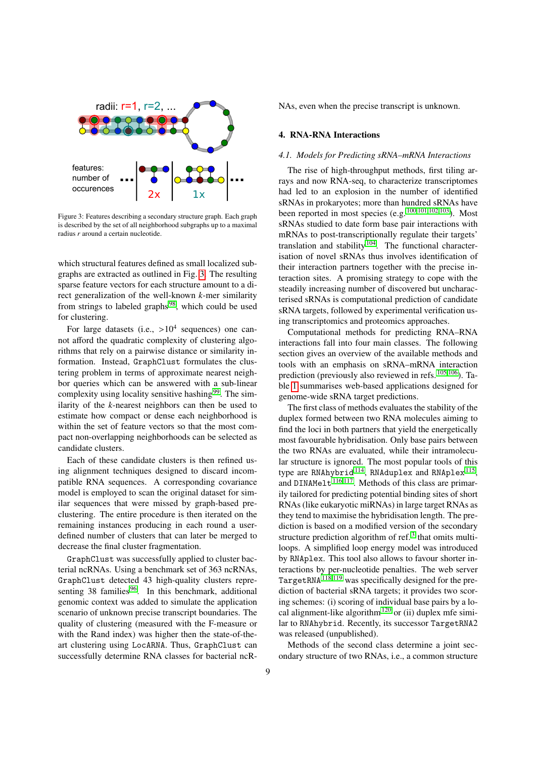Figure 3: Features describing a secondary structure graph. Each graph is described by the set of all neighborhood subgraphs up to a maximal radius $r$ around a certain nucleotide.

which structural features defined as small localized subgraphs are extracted as outlined in Fig. 3. The resulting sparse feature vectors for each structure amount to a direct generalization of the well-known $k$-mer similarity from strings to labeled graphs[98], which could be used for clustering.

For large datasets (i.e., $>10^4$ sequences) one cannot afford the quadratic complexity of clustering algorithms that rely on a pairwise distance or similarity information. Instead, GraphClust formulates the clustering problem in terms of approximate nearest neighbor queries which can be answered with a sub-linear complexity using locality sensitive hashing[99]. The similarity of the $k$-nearest neighbors can then be used to estimate how compact or dense each neighborhood is within the set of feature vectors so that the most compact non-overlapping neighborhoods can be selected as candidate clusters.

Each of these candidate clusters is then refined using alignment techniques designed to discard incompatible RNA sequences. A corresponding covariance model is employed to scan the original dataset for similar sequences that were missed by graph-based preclustering. The entire procedure is then iterated on the remaining instances producing in each round a user-defined number of clusters that can later be merged to decrease the final cluster fragmentation.

GraphClust was successfully applied to cluster bacterial ncRNAs. Using a benchmark set of 363 ncRNAs, GraphClust detected 43 high-quality clusters representing 38 families[96]. In this benchmark, additional genomic context was added to simulate the application scenario of unknown precise transcript boundaries. The quality of clustering (measured with the F-measure or with the Rand index) was higher then the state-of-the-art clustering using LocARNA. Thus, GraphClust can successfully determine RNA classes for bacterial ncRNAs, even when the precise transcript is unknown.

## 4. RNA-RNA Interactions

### 4.1. Models for Predicting sRNA–mRNA Interactions

The rise of high-throughput methods, first tiling arrays and now RNA-seq, to characterize transcriptomes had led to an explosion in the number of identified sRNAs in prokaryotes; more than hundred sRNAs have been reported in most species (e.g.[100,101,102,103]). Most sRNAs studied to date form base pair interactions with mRNAs to post-transcriptionally regulate their targets' translation and stability[104]. The functional characterisation of novel sRNAs thus involves identification of their interaction partners together with the precise interaction sites. A promising strategy to cope with the steadily increasing number of discovered but uncharacterised sRNAs is computational prediction of candidate sRNA targets, followed by experimental verification using transcriptomics and proteomics approaches.

Computational methods for predicting RNA–RNA interactions fall into four main classes. The following section gives an overview of the available methods and tools with an emphasis on sRNA–mRNA interaction prediction (previously also reviewed in refs.[105,106]). Table 1 summarises web-based applications designed for genome-wide sRNA target predictions.

The first class of methods evaluates the stability of the duplex formed between two RNA molecules aiming to find the loci in both partners that yield the energetically most favourable hybridisation. Only base pairs between the two RNAs are evaluated, while their intramolecular structure is ignored. The most popular tools of this type are RNAhybrid[114], RNAduplex and RNAplex[115], and DINAMelt[116,117]. Methods of this class are primarily tailored for predicting potential binding sites of short RNAs (like eukaryotic miRNAs) in large target RNAs as they tend to maximise the hybridisation length. The prediction is based on a modified version of the secondary structure prediction algorithm of ref.[3] that omits multiloops. A simplified loop energy model was introduced by RNAplex. This tool also allows to favour shorter interactions by per-nucleotide penalties. The web server TargetRNA[118,119] was specifically designed for the prediction of bacterial sRNA targets; it provides two scoring schemes: (i) scoring of individual base pairs by a local alignment-like algorithm[120] or (ii) duplex mfe similar to RNAhybrid. Recently, its successor TargetRNA2 was released (unpublished).

Methods of the second class determine a joint secondary structure of two RNAs, i.e., a common structure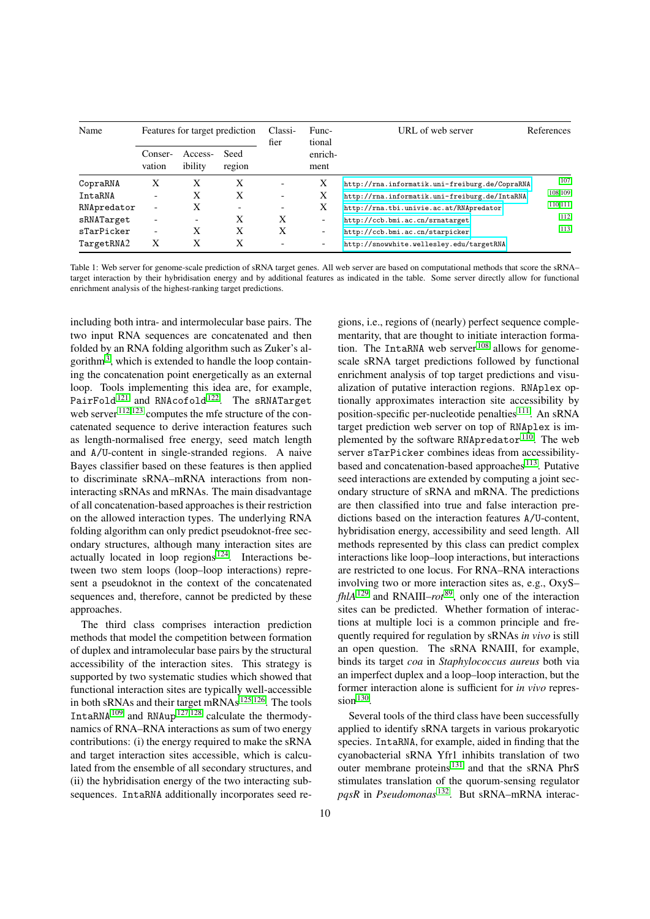| Name | Features for target prediction | | | Classi-fier | Func-tional enrich-ment | URL of web server | References |
|---|---|---|---|---|---|---|---|
| | Conser-vation | Access-ibility | Seed region | | | | |
| CopraRNA | X | X | X | - | X | http://rna.informatik.uni-freiburg.de/CopraRNA | [107] |
| IntaRNA | - | X | X | - | X | http://rna.informatik.uni-freiburg.de/IntaRNA | [108,109] |
| RNApredator | - | X | - | - | X | http://rna.tbi.univie.ac.at/RNApredator | [110,111] |
| sRNATarget | - | - | X | X | - | http://ccb.bmi.ac.cn/srnatarget | [112] |
| sTarPicker | - | X | X | X | - | http://ccb.bmi.ac.cn/starpicker | [113] |
| TargetRNA2 | X | X | X | - | - | http://snowwhite.wellesley.edu/targetRNA | |

Table 1: Web server for genome-scale prediction of sRNA target genes. All web server are based on computational methods that score the sRNA–target interaction by their hybridisation energy and by additional features as indicated in the table. Some server directly allow for functional enrichment analysis of the highest-ranking target predictions.

including both intra- and intermolecular base pairs. The two input RNA sequences are concatenated and then folded by an RNA folding algorithm such as Zuker's algorithm[3], which is extended to handle the loop containing the concatenation point energetically as an external loop. Tools implementing this idea are, for example, PairFold[121] and RNAcofold[122]. The sRNATarget web server[112,123] computes the mfe structure of the concatenated sequence to derive interaction features such as length-normalised free energy, seed match length and A/U-content in single-stranded regions. A naive Bayes classifier based on these features is then applied to discriminate sRNA–mRNA interactions from non-interacting sRNAs and mRNAs. The main disadvantage of all concatenation-based approaches is their restriction on the allowed interaction types. The underlying RNA folding algorithm can only predict pseudoknot-free secondary structures, although many interaction sites are actually located in loop regions[124]. Interactions between two stem loops (loop–loop interactions) represent a pseudoknot in the context of the concatenated sequences and, therefore, cannot be predicted by these approaches.

The third class comprises interaction prediction methods that model the competition between formation of duplex and intramolecular base pairs by the structural accessibility of the interaction sites. This strategy is supported by two systematic studies which showed that functional interaction sites are typically well-accessible in both sRNAs and their target mRNAs[125,126]. The tools IntaRNA[109] and RNAup[127,128] calculate the thermodynamics of RNA–RNA interactions as sum of two energy contributions: (i) the energy required to make the sRNA and target interaction sites accessible, which is calculated from the ensemble of all secondary structures, and (ii) the hybridisation energy of the two interacting subsequences. IntaRNA additionally incorporates seed regions, i.e., regions of (nearly) perfect sequence complementarity, that are thought to initiate interaction formation. The IntaRNA web server[108] allows for genome-scale sRNA target predictions followed by functional enrichment analysis of top target predictions and visualization of putative interaction regions. RNAplex optionally approximates interaction site accessibility by position-specific per-nucleotide penalties[111]. An sRNA target prediction web server on top of RNAplex is implemented by the software RNApredator[110]. The web server sTarPicker combines ideas from accessibility-based and concatenation-based approaches[113]. Putative seed interactions are extended by computing a joint secondary structure of sRNA and mRNA. The predictions are then classified into true and false interaction predictions based on the interaction features A/U-content, hybridisation energy, accessibility and seed length. All methods represented by this class can predict complex interactions like loop–loop interactions, but interactions are restricted to one locus. For RNA–RNA interactions involving two or more interaction sites as, e.g., OxyS–*fhlA*[129] and RNAIII–*rot*[89], only one of the interaction sites can be predicted. Whether formation of interactions at multiple loci is a common principle and frequently required for regulation by sRNAs *in vivo* is still an open question. The sRNA RNAIII, for example, binds its target *coa* in *Staphylococcus aureus* both via an imperfect duplex and a loop–loop interaction, but the former interaction alone is sufficient for *in vivo* repression[130].

Several tools of the third class have been successfully applied to identify sRNA targets in various prokaryotic species. IntaRNA, for example, aided in finding that the cyanobacterial sRNA Yfr1 inhibits translation of two outer membrane proteins[131] and that the sRNA PhrS stimulates translation of the quorum-sensing regulator *pqsR* in *Pseudomonas*[132]. But sRNA–mRNA interac-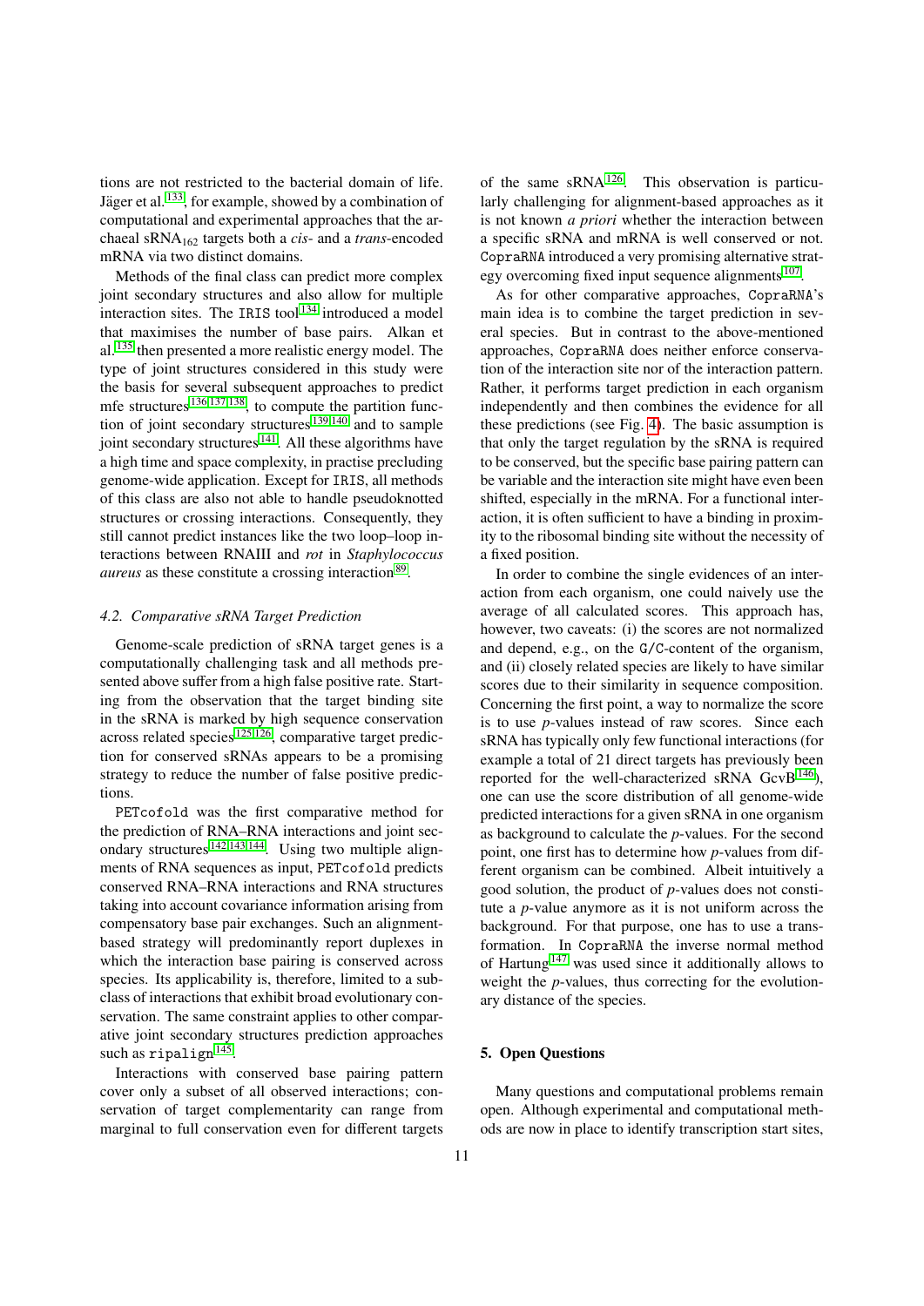tions are not restricted to the bacterial domain of life. Jäger et al.[133], for example, showed by a combination of computational and experimental approaches that the archaeal $sRNA_{162}$ targets both a *cis*- and a *trans*-encoded mRNA via two distinct domains.

Methods of the final class can predict more complex joint secondary structures and also allow for multiple interaction sites. The IRIS tool[134] introduced a model that maximises the number of base pairs. Alkan et al.[135] then presented a more realistic energy model. The type of joint structures considered in this study were the basis for several subsequent approaches to predict mfe structures[136,137,138], to compute the partition function of joint secondary structures[139,140] and to sample joint secondary structures[141]. All these algorithms have a high time and space complexity, in practise precluding genome-wide application. Except for IRIS, all methods of this class are also not able to handle pseudoknotted structures or crossing interactions. Consequently, they still cannot predict instances like the two loop–loop interactions between RNAIII and *rot* in *Staphylococcus aureus* as these constitute a crossing interaction[89].

### 4.2. Comparative sRNA Target Prediction

Genome-scale prediction of sRNA target genes is a computationally challenging task and all methods presented above suffer from a high false positive rate. Starting from the observation that the target binding site in the sRNA is marked by high sequence conservation across related species[125,126], comparative target prediction for conserved sRNAs appears to be a promising strategy to reduce the number of false positive predictions.

PETcofold was the first comparative method for the prediction of RNA–RNA interactions and joint secondary structures[142,143,144]. Using two multiple alignments of RNA sequences as input, PETcofold predicts conserved RNA–RNA interactions and RNA structures taking into account covariance information arising from compensatory base pair exchanges. Such an alignment-based strategy will predominantly report duplexes in which the interaction base pairing is conserved across species. Its applicability is, therefore, limited to a subclass of interactions that exhibit broad evolutionary conservation. The same constraint applies to other comparative joint secondary structures prediction approaches such as ripalign[145].

Interactions with conserved base pairing pattern cover only a subset of all observed interactions; conservation of target complementarity can range from marginal to full conservation even for different targets of the same sRNA[126]. This observation is particularly challenging for alignment-based approaches as it is not known *a priori* whether the interaction between a specific sRNA and mRNA is well conserved or not. CopraRNA introduced a very promising alternative strategy overcoming fixed input sequence alignments[107].

As for other comparative approaches, CopraRNA's main idea is to combine the target prediction in several species. But in contrast to the above-mentioned approaches, CopraRNA does neither enforce conservation of the interaction site nor of the interaction pattern. Rather, it performs target prediction in each organism independently and then combines the evidence for all these predictions (see Fig. 4). The basic assumption is that only the target regulation by the sRNA is required to be conserved, but the specific base pairing pattern can be variable and the interaction site might have even been shifted, especially in the mRNA. For a functional interaction, it is often sufficient to have a binding in proximity to the ribosomal binding site without the necessity of a fixed position.

In order to combine the single evidences of an interaction from each organism, one could naively use the average of all calculated scores. This approach has, however, two caveats: (i) the scores are not normalized and depend, e.g., on the G/C-content of the organism, and (ii) closely related species are likely to have similar scores due to their similarity in sequence composition. Concerning the first point, a way to normalize the score is to use *p*-values instead of raw scores. Since each sRNA has typically only few functional interactions (for example a total of 21 direct targets has previously been reported for the well-characterized sRNA GcvB[146]), one can use the score distribution of all genome-wide predicted interactions for a given sRNA in one organism as background to calculate the *p*-values. For the second point, one first has to determine how *p*-values from different organism can be combined. Albeit intuitively a good solution, the product of *p*-values does not constitute a *p*-value anymore as it is not uniform across the background. For that purpose, one has to use a transformation. In CopraRNA the inverse normal method of Hartung[147] was used since it additionally allows to weight the *p*-values, thus correcting for the evolutionary distance of the species.

## 5. Open Questions

Many questions and computational problems remain open. Although experimental and computational methods are now in place to identify transcription start sites,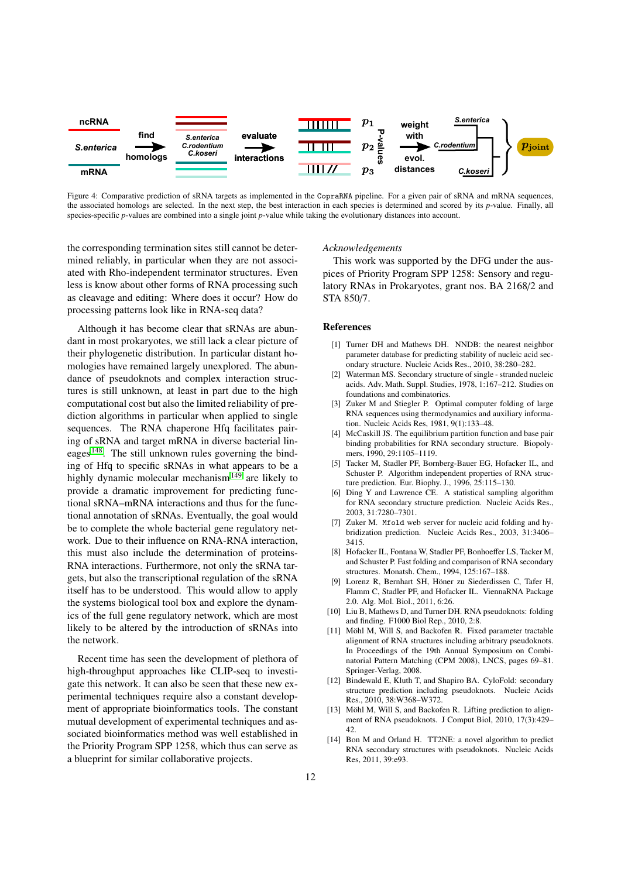Figure 4: Comparative prediction of sRNA targets as implemented in the CopraRNA pipeline. For a given pair of sRNA and mRNA sequences, the associated homologs are selected. In the next step, the best interaction in each species is determined and scored by its $p$-value. Finally, all species-specific $p$-values are combined into a single joint $p$-value while taking the evolutionary distances into account.

the corresponding termination sites still cannot be determined reliably, in particular when they are not associated with Rho-independent terminator structures. Even less is know about other forms of RNA processing such as cleavage and editing: Where does it occur? How do processing patterns look like in RNA-seq data?

Although it has become clear that sRNAs are abundant in most prokaryotes, we still lack a clear picture of their phylogenetic distribution. In particular distant homologies have remained largely unexplored. The abundance of pseudoknots and complex interaction structures is still unknown, at least in part due to the high computational cost but also the limited reliability of prediction algorithms in particular when applied to single sequences. The RNA chaperone Hfq facilitates pairing of sRNA and target mRNA in diverse bacterial lineages[148]. The still unknown rules governing the binding of Hfq to specific sRNAs in what appears to be a highly dynamic molecular mechanism[149] are likely to provide a dramatic improvement for predicting functional sRNA–mRNA interactions and thus for the functional annotation of sRNAs. Eventually, the goal would be to complete the whole bacterial gene regulatory network. Due to their influence on RNA-RNA interaction, this must also include the determination of proteins-RNA interactions. Furthermore, not only the sRNA targets, but also the transcriptional regulation of the sRNA itself has to be understood. This would allow to apply the systems biological tool box and explore the dynamics of the full gene regulatory network, which are most likely to be altered by the introduction of sRNAs into the network.

Recent time has seen the development of plethora of high-throughput approaches like CLIP-seq to investigate this network. It can also be seen that these new experimental techniques require also a constant development of appropriate bioinformatics tools. The constant mutual development of experimental techniques and associated bioinformatics method was well established in the Priority Program SPP 1258, which thus can serve as a blueprint for similar collaborative projects.

*Acknowledgements*

This work was supported by the DFG under the auspices of Priority Program SPP 1258: Sensory and regulatory RNAs in Prokaryotes, grant nos. BA 2168/2 and STA 850/7.

## References

[1] Turner DH and Mathews DH. NNDB: the nearest neighbor parameter database for predicting stability of nucleic acid secondary structure. Nucleic Acids Res., 2010, 38:280–282.

[2] Waterman MS. Secondary structure of single - stranded nucleic acids. Adv. Math. Suppl. Studies, 1978, 1:167–212. Studies on foundations and combinatorics.

[3] Zuker M and Stiegler P. Optimal computer folding of large RNA sequences using thermodynamics and auxiliary information. Nucleic Acids Res, 1981, 9(1):133–48.

[4] McCaskill JS. The equilibrium partition function and base pair binding probabilities for RNA secondary structure. Biopolymers, 1990, 29:1105–1119.

[5] Tacker M, Stadler PF, Bornberg-Bauer EG, Hofacker IL, and Schuster P. Algorithm independent properties of RNA structure prediction. Eur. Biophy. J., 1996, 25:115–130.

[6] Ding Y and Lawrence CE. A statistical sampling algorithm for RNA secondary structure prediction. Nucleic Acids Res., 2003, 31:7280–7301.

[7] Zuker M. Mfold web server for nucleic acid folding and hybridization prediction. Nucleic Acids Res., 2003, 31:3406–3415.

[8] Hofacker IL, Fontana W, Stadler PF, Bonhoeffer LS, Tacker M, and Schuster P. Fast folding and comparison of RNA secondary structures. Monatsh. Chem., 1994, 125:167–188.

[9] Lorenz R, Bernhart SH, Höner zu Siederdissen C, Tafer H, Flamm C, Stadler PF, and Hofacker IL. ViennaRNA Package 2.0. Alg. Mol. Biol., 2011, 6:26.

[10] Liu B, Mathews D, and Turner DH. RNA pseudoknots: folding and finding. F1000 Biol Rep., 2010, 2:8.

[11] Möhl M, Will S, and Backofen R. Fixed parameter tractable alignment of RNA structures including arbitrary pseudoknots. In Proceedings of the 19th Annual Symposium on Combinatorial Pattern Matching (CPM 2008), LNCS, pages 69–81. Springer-Verlag, 2008.

[12] Bindewald E, Kluth T, and Shapiro BA. CyloFold: secondary structure prediction including pseudoknots. Nucleic Acids Res., 2010, 38:W368–W372.

[13] Möhl M, Will S, and Backofen R. Lifting prediction to alignment of RNA pseudoknots. J Comput Biol, 2010, 17(3):429–42.

[14] Bon M and Orland H. TT2NE: a novel algorithm to predict RNA secondary structures with pseudoknots. Nucleic Acids Res, 2011, 39:e93.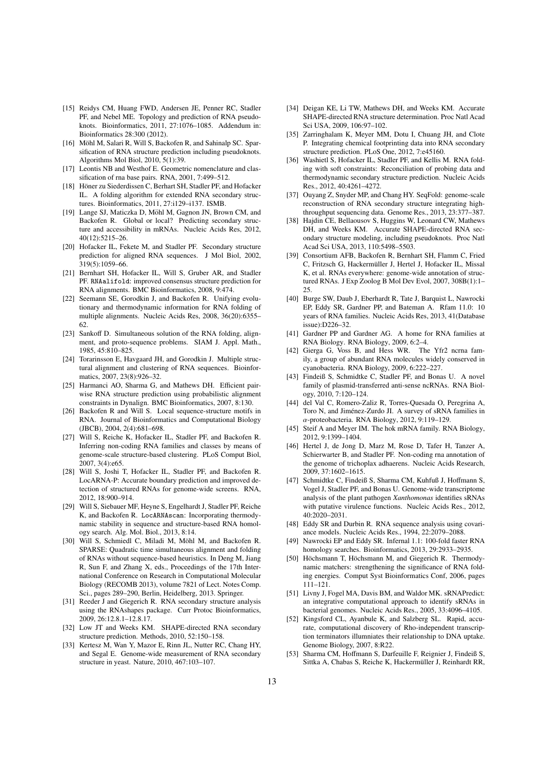[15] Reidys CM, Huang FWD, Andersen JE, Penner RC, Stadler PF, and Nebel ME. Topology and prediction of RNA pseudoknots. Bioinformatics, 2011, 27:1076–1085. Addendum in: Bioinformatics 28:300 (2012).

[16] Möhl M, Salari R, Will S, Backofen R, and Sahinalp SC. Sparsification of RNA structure prediction including pseudoknots. Algorithms Mol Biol, 2010, 5(1):39.

[17] Leontis NB and Westhof E. Geometric nomenclature and classification of rna base pairs. RNA, 2001, 7:499–512.

[18] Höner zu Siederdissen C, Berhart SH, Stadler PF, and Hofacker IL. A folding algorithm for extended RNA secondary structures. Bioinformatics, 2011, 27:i129–i137. ISMB.

[19] Lange SJ, Maticzka D, Möhl M, Gagnon JN, Brown CM, and Backofen R. Global or local? Predicting secondary structure and accessibility in mRNAs. Nucleic Acids Res, 2012, 40(12):5215–26.

[20] Hofacker IL, Fekete M, and Stadler PF. Secondary structure prediction for aligned RNA sequences. J Mol Biol, 2002, 319(5):1059–66.

[21] Bernhart SH, Hofacker IL, Will S, Gruber AR, and Stadler PF. RNAalifold: improved consensus structure prediction for RNA alignments. BMC Bioinformatics, 2008, 9:474.

[22] Seemann SE, Gorodkin J, and Backofen R. Unifying evolutionary and thermodynamic information for RNA folding of multiple alignments. Nucleic Acids Res, 2008, 36(20):6355–62.

[23] Sankoff D. Simultaneous solution of the RNA folding, alignment, and proto-sequence problems. SIAM J. Appl. Math., 1985, 45:810–825.

[24] Torarinsson E, Havgaard JH, and Gorodkin J. Multiple structural alignment and clustering of RNA sequences. Bioinformatics, 2007, 23(8):926–32.

[25] Harmanci AO, Sharma G, and Mathews DH. Efficient pairwise RNA structure prediction using probabilistic alignment constraints in Dynalign. BMC Bioinformatics, 2007, 8:130.

[26] Backofen R and Will S. Local sequence-structure motifs in RNA. Journal of Bioinformatics and Computational Biology (JBCB), 2004, 2(4):681–698.

[27] Will S, Reiche K, Hofacker IL, Stadler PF, and Backofen R. Inferring non-coding RNA families and classes by means of genome-scale structure-based clustering. PLoS Comput Biol, 2007, 3(4):e65.

[28] Will S, Joshi T, Hofacker IL, Stadler PF, and Backofen R. LocARNA-P: Accurate boundary prediction and improved detection of structured RNAs for genome-wide screens. RNA, 2012, 18:900–914.

[29] Will S, Siebauer MF, Heyne S, Engelhardt J, Stadler PF, Reiche K, and Backofen R. LocARNAscan: Incorporating thermodynamic stability in sequence and structure-based RNA homology search. Alg. Mol. Biol., 2013, 8:14.

[30] Will S, Schmiedl C, Miladi M, Möhl M, and Backofen R. SPARSE: Quadratic time simultaneous alignment and folding of RNAs without sequence-based heuristics. In Deng M, Jiang R, Sun F, and Zhang X, eds., Proceedings of the 17th International Conference on Research in Computational Molecular Biology (RECOMB 2013), volume 7821 of Lect. Notes Comp. Sci., pages 289–290, Berlin, Heidelberg, 2013. Springer.

[31] Reeder J and Giegerich R. RNA secondary structure analysis using the RNAshapes package. Curr Protoc Bioinformatics, 2009, 26:12.8.1–12.8.17.

[32] Low JT and Weeks KM. SHAPE-directed RNA secondary structure prediction. Methods, 2010, 52:150–158.

[33] Kertesz M, Wan Y, Mazor E, Rinn JL, Nutter RC, Chang HY, and Segal E. Genome-wide measurement of RNA secondary structure in yeast. Nature, 2010, 467:103–107.

[34] Deigan KE, Li TW, Mathews DH, and Weeks KM. Accurate SHAPE-directed RNA structure determination. Proc Natl Acad Sci USA, 2009, 106:97–102.

[35] Zarringhalam K, Meyer MM, Dotu I, Chuang JH, and Clote P. Integrating chemical footprinting data into RNA secondary structure prediction. PLoS One, 2012, 7:e45160.

[36] Washietl S, Hofacker IL, Stadler PF, and Kellis M. RNA folding with soft constraints: Reconciliation of probing data and thermodynamic secondary structure prediction. Nucleic Acids Res., 2012, 40:4261–4272.

[37] Ouyang Z, Snyder MP, and Chang HY. SeqFold: genome-scale reconstruction of RNA secondary structure integrating high-throughput sequencing data. Genome Res., 2013, 23:377–387.

[38] Hajdin CE, Bellaousov S, Huggins W, Leonard CW, Mathews DH, and Weeks KM. Accurate SHAPE-directed RNA secondary structure modeling, including pseudoknots. Proc Natl Acad Sci USA, 2013, 110:5498–5503.

[39] Consortium AFB, Backofen R, Bernhart SH, Flamm C, Fried C, Fritzsch G, Hackermüller J, Hertel J, Hofacker IL, Missal K, et al. RNAs everywhere: genome-wide annotation of structured RNAs. J Exp Zoolog B Mol Dev Evol, 2007, 308B(1):1–25.

[40] Burge SW, Daub J, Eberhardt R, Tate J, Barquist L, Nawrocki EP, Eddy SR, Gardner PP, and Bateman A. Rfam 11.0: 10 years of RNA families. Nucleic Acids Res, 2013, 41(Database issue):D226–32.

[41] Gardner PP and Gardner AG. A home for RNA families at RNA Biology. RNA Biology, 2009, 6:2–4.

[42] Gierga G, Voss B, and Hess WR. The Yfr2 ncrna family, a group of abundant RNA molecules widely conserved in cyanobacteria. RNA Biology, 2009, 6:222–227.

[43] Findeiß S, Schmidtke C, Stadler PF, and Bonas U. A novel family of plasmid-transferred anti-sense ncRNAs. RNA Biology, 2010, 7:120–124.

[44] del Val C, Romero-Zaliz R, Torres-Quesada O, Peregrina A, Toro N, and Jiménez-Zurdo JI. A survey of sRNA families in $\alpha$-proteobacteria. RNA Biology, 2012, 9:119–129.

[45] Steif A and Meyer IM. The hok mRNA family. RNA Biology, 2012, 9:1399–1404.

[46] Hertel J, de Jong D, Marz M, Rose D, Tafer H, Tanzer A, Schierwarter B, and Stadler PF. Non-coding rna annotation of the genome of trichoplax adhaerens. Nucleic Acids Research, 2009, 37:1602–1615.

[47] Schmidtke C, Findeiß S, Sharma CM, Kuhfuß J, Hoffmann S, Vogel J, Stadler PF, and Bonas U. Genome-wide transcriptome analysis of the plant pathogen *Xanthomonas* identifies sRNAs with putative virulence functions. Nucleic Acids Res., 2012, 40:2020–2031.

[48] Eddy SR and Durbin R. RNA sequence analysis using covariance models. Nucleic Acids Res., 1994, 22:2079–2088.

[49] Nawrocki EP and Eddy SR. Infernal 1.1: 100-fold faster RNA homology searches. Bioinformatics, 2013, 29:2933–2935.

[50] Höchsmann T, Höchsmann M, and Giegerich R. Thermodynamic matchers: strengthening the significance of RNA folding energies. Comput Syst Bioinformatics Conf, 2006, pages 111–121.

[51] Livny J, Fogel MA, Davis BM, and Waldor MK. sRNAPredict: an integrative computational approach to identify sRNAs in bacterial genomes. Nucleic Acids Res., 2005, 33:4096–4105.

[52] Kingsford CL, Ayanbule K, and Salzberg SL. Rapid, accurate, computational discovery of Rho-independent transcription terminators illuminates their relationship to DNA uptake. Genome Biology, 2007, 8:R22.

[53] Sharma CM, Hoffmann S, Darfeuille F, Reignier J, Findeiß S, Sittka A, Chabas S, Reiche K, Hackermüller J, Reinhardt RR,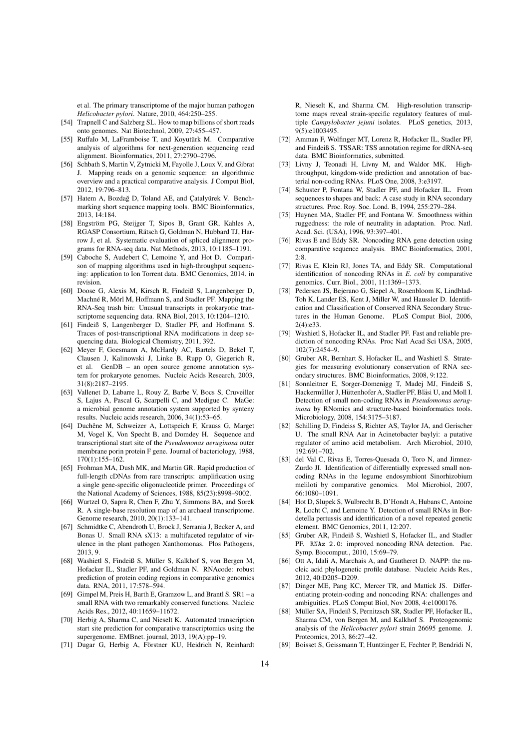et al. The primary transcriptome of the major human pathogen *Helicobacter pylori*. Nature, 2010, 464:250–255.

[54] Trapnell C and Salzberg SL. How to map billions of short reads onto genomes. Nat Biotechnol, 2009, 27:455–457.

[55] Ruffalo M, LaFramboise T, and Koyutürk M. Comparative analysis of algorithms for next-generation sequencing read alignment. Bioinformatics, 2011, 27:2790–2796.

[56] Schbath S, Martin V, Zytnicki M, Fayolle J, Loux V, and Gibrat J. Mapping reads on a genomic sequence: an algorithmic overview and a practical comparative analysis. J Comput Biol, 2012, 19:796–813.

[57] Hatem A, Bozdağ D, Toland AE, and Çatalyürek V. Benchmarking short sequence mapping tools. BMC Bioinformatics, 2013, 14:184.

[58] Engström PG, Steijger T, Sipos B, Grant GR, Kahles A, RGASP Consortium, Rätsch G, Goldman N, Hubbard TJ, Harrow J, et al. Systematic evaluation of spliced alignment programs for RNA-seq data. Nat Methods, 2013, 10:1185–1191.

[59] Caboche S, Audebert C, Lemoine Y, and Hot D. Comparison of mapping algorithms used in high-throughput sequencing: application to Ion Torrent data. BMC Genomics, 2014. in revision.

[60] Doose G, Alexis M, Kirsch R, Findeiß S, Langenberger D, Machné R, Mörl M, Hoffmann S, and Stadler PF. Mapping the RNA-Seq trash bin: Unusual transcripts in prokaryotic transcriptome sequencing data. RNA Biol, 2013, 10:1204–1210.

[61] Findeiß S, Langenberger D, Stadler PF, and Hoffmann S. Traces of post-transcriptional RNA modifications in deep sequencing data. Biological Chemistry, 2011, 392.

[62] Meyer F, Goesmann A, McHardy AC, Bartels D, Bekel T, Clausen J, Kalinowski J, Linke B, Rupp O, Giegerich R, et al. GenDB – an open source genome annotation system for prokaryote genomes. Nucleic Acids Research, 2003, 31(8):2187–2195.

[63] Vallenet D, Labarre L, Rouy Z, Barbe V, Bocs S, Cruveiller S, Lajus A, Pascal G, Scarpelli C, and Medigue C. MaGe: a microbial genome annotation system supported by synteny results. Nucleic acids research, 2006, 34(1):53–65.

[64] Duchêne M, Schweizer A, Lottspeich F, Krauss G, Marget M, Vogel K, Von Specht B, and Domdey H. Sequence and transcriptional start site of the *Pseudomonas aeruginosa* outer membrane porin protein F gene. Journal of bacteriology, 1988, 170(1):155–162.

[65] Frohman MA, Dush MK, and Martin GR. Rapid production of full-length cDNAs from rare transcripts: amplification using a single gene-specific oligonucleotide primer. Proceedings of the National Academy of Sciences, 1988, 85(23):8998–9002.

[66] Wurtzel O, Sapra R, Chen F, Zhu Y, Simmons BA, and Sorek R. A single-base resolution map of an archaeal transcriptome. Genome research, 2010, 20(1):133–141.

[67] Schmidtke C, Abendroth U, Brock J, Serrania J, Becker A, and Bonas U. Small RNA sX13: a multifaceted regulator of virulence in the plant pathogen Xanthomonas. Plos Pathogens, 2013, 9.

[68] Washietl S, Findeiß S, Müller S, Kalkhof S, von Bergen M, Hofacker IL, Stadler PF, and Goldman N. RNAcode: robust prediction of protein coding regions in comparative genomics data. RNA, 2011, 17:578–594.

[69] Gimpel M, Preis H, Barth E, Gramzow L, and Brantl S. SR1 – a small RNA with two remarkably conserved functions. Nucleic Acids Res., 2012, 40:11659–11672.

[70] Herbig A, Sharma C, and Nieselt K. Automated transcription start site prediction for comparative transcriptomics using the supergenome. EMBnet. journal, 2013, 19(A):pp–19.

[71] Dugar G, Herbig A, Förstner KU, Heidrich N, Reinhardt R, Nieselt K, and Sharma CM. High-resolution transcriptome maps reveal strain-specific regulatory features of multiple *Campylobacter jejuni* isolates. PLoS genetics, 2013, 9(5):e1003495.

[72] Amman F, Wolfinger MT, Lorenz R, Hofacker IL, Stadler PF, and Findeiß S. TSSAR: TSS annotation regime for dRNA-seq data. BMC Bioinformatics, submitted.

[73] Livny J, Teonadi H, Livny M, and Waldor MK. High-throughput, kingdom-wide prediction and annotation of bacterial non-coding RNAs. PLoS One, 2008, 3:e3197.

[74] Schuster P, Fontana W, Stadler PF, and Hofacker IL. From sequences to shapes and back: A case study in RNA secondary structures. Proc. Roy. Soc. Lond. B, 1994, 255:279–284.

[75] Huynen MA, Stadler PF, and Fontana W. Smoothness within ruggedness: the role of neutrality in adaptation. Proc. Natl. Acad. Sci. (USA), 1996, 93:397–401.

[76] Rivas E and Eddy SR. Noncoding RNA gene detection using comparative sequence analysis. BMC Bioinformatics, 2001, 2:8.

[77] Rivas E, Klein RJ, Jones TA, and Eddy SR. Computational identification of noncoding RNAs in *E. coli* by comparative genomics. Curr. Biol., 2001, 11:1369–1373.

[78] Pedersen JS, Bejerano G, Siepel A, Rosenbloom K, Lindblad-Toh K, Lander ES, Kent J, Miller W, and Haussler D. Identification and Classification of Conserved RNA Secondary Structures in the Human Genome. PLoS Comput Biol, 2006, 2(4):e33.

[79] Washietl S, Hofacker IL, and Stadler PF. Fast and reliable prediction of noncoding RNAs. Proc Natl Acad Sci USA, 2005, 102(7):2454–9.

[80] Gruber AR, Bernhart S, Hofacker IL, and Washietl S. Strategies for measuring evolutionary conservation of RNA secondary structures. BMC Bioinformatics, 2008, 9:122.

[81] Sonnleitner E, Sorger-Domenigg T, Madej MJ, Findeiß S, Hackermüller J, Hüttenhofer A, Stadler PF, Bläsi U, and Moll I. Detection of small non-coding RNAs in *Pseudomonas aeruginosa* by RNomics and structure-based bioinformatics tools. Microbiology, 2008, 154:3175–3187.

[82] Schilling D, Findeiss S, Richter AS, Taylor JA, and Gerischer U. The small RNA Aar in Acinetobacter baylyi: a putative regulator of amino acid metabolism. Arch Microbiol, 2010, 192:691–702.

[83] del Val C, Rivas E, Torres-Quesada O, Toro N, and Jimnez-Zurdo JI. Identification of differentially expressed small non-coding RNAs in the legume endosymbiont Sinorhizobium meliloti by comparative genomics. Mol Microbiol, 2007, 66:1080–1091.

[84] Hot D, Slupek S, Wulbrecht B, D'Hondt A, Hubans C, Antoine R, Locht C, and Lemoine Y. Detection of small RNAs in Bordetella pertussis and identification of a novel repeated genetic element. BMC Genomics, 2011, 12:207.

[85] Gruber AR, Findeiß S, Washietl S, Hofacker IL, and Stadler PF. `RNAz 2.0`: improved noncoding RNA detection. Pac. Symp. Biocomput., 2010, 15:69–79.

[86] Ott A, Idali A, Marchais A, and Gautheret D. NAPP: the nucleic acid phylogenetic profile database. Nucleic Acids Res., 2012, 40:D205–D209.

[87] Dinger ME, Pang KC, Mercer TR, and Mattick JS. Differentiating protein-coding and noncoding RNA: challenges and ambiguities. PLoS Comput Biol, Nov 2008, 4:e1000176.

[88] Müller SA, Findeiß S, Pernitzsch SR, Stadler PF, Hofacker IL, Sharma CM, von Bergen M, and Kalkhof S. Proteogenomic analysis of the *Helicobacter pylori* strain 26695 genome. J. Proteomics, 2013, 86:27–42.

[89] Boisset S, Geissmann T, Huntzinger E, Fechter P, Bendridi N,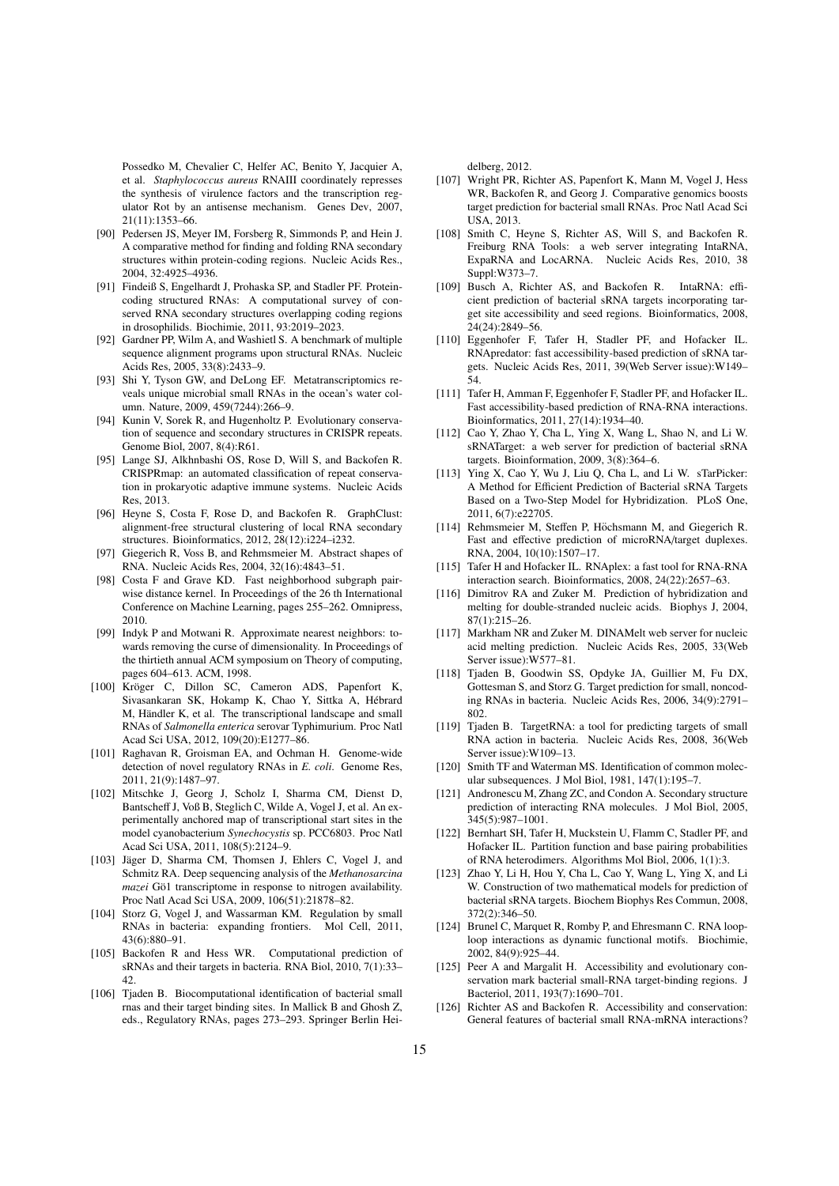Possedko M, Chevalier C, Helfer AC, Benito Y, Jacquier A, et al. *Staphylococcus aureus* RNAIII coordinately represses the synthesis of virulence factors and the transcription regulator Rot by an antisense mechanism. Genes Dev, 2007, 21(11):1353–66.

- [90] Pedersen JS, Meyer IM, Forsberg R, Simmonds P, and Hein J. A comparative method for finding and folding RNA secondary structures within protein-coding regions. Nucleic Acids Res., 2004, 32:4925–4936.
- [91] Findeiß S, Engelhardt J, Prohaska SP, and Stadler PF. Protein-coding structured RNAs: A computational survey of conserved RNA secondary structures overlapping coding regions in drosophilids. Biochimie, 2011, 93:2019–2023.
- [92] Gardner PP, Wilm A, and Washietl S. A benchmark of multiple sequence alignment programs upon structural RNAs. Nucleic Acids Res, 2005, 33(8):2433–9.
- [93] Shi Y, Tyson GW, and DeLong EF. Metatranscriptomics reveals unique microbial small RNAs in the ocean's water column. Nature, 2009, 459(7244):266–9.
- [94] Kunin V, Sorek R, and Hugenholtz P. Evolutionary conservation of sequence and secondary structures in CRISPR repeats. Genome Biol, 2007, 8(4):R61.
- [95] Lange SJ, Alkhnbashi OS, Rose D, Will S, and Backofen R. CRISPRmap: an automated classification of repeat conservation in prokaryotic adaptive immune systems. Nucleic Acids Res, 2013.
- [96] Heyne S, Costa F, Rose D, and Backofen R. GraphClust: alignment-free structural clustering of local RNA secondary structures. Bioinformatics, 2012, 28(12):i224–i232.
- [97] Giegerich R, Voss B, and Rehmsmeier M. Abstract shapes of RNA. Nucleic Acids Res, 2004, 32(16):4843–51.
- [98] Costa F and Grave KD. Fast neighborhood subgraph pairwise distance kernel. In Proceedings of the 26 th International Conference on Machine Learning, pages 255–262. Omnipress, 2010.
- [99] Indyk P and Motwani R. Approximate nearest neighbors: towards removing the curse of dimensionality. In Proceedings of the thirtieth annual ACM symposium on Theory of computing, pages 604–613. ACM, 1998.
- [100] Kröger C, Dillon SC, Cameron ADS, Papenfort K, Sivasankaran SK, Hokamp K, Chao Y, Sittka A, Hébrard M, Händler K, et al. The transcriptional landscape and small RNAs of *Salmonella enterica* serovar Typhimurium. Proc Natl Acad Sci USA, 2012, 109(20):E1277–86.
- [101] Raghavan R, Groisman EA, and Ochman H. Genome-wide detection of novel regulatory RNAs in *E. coli*. Genome Res, 2011, 21(9):1487–97.
- [102] Mitschke J, Georg J, Scholz I, Sharma CM, Dienst D, Bantscheff J, Voß B, Steglich C, Wilde A, Vogel J, et al. An experimentally anchored map of transcriptional start sites in the model cyanobacterium *Synechocystis* sp. PCC6803. Proc Natl Acad Sci USA, 2011, 108(5):2124–9.
- [103] Jäger D, Sharma CM, Thomsen J, Ehlers C, Vogel J, and Schmitz RA. Deep sequencing analysis of the *Methanosarcina mazei* Gö1 transcriptome in response to nitrogen availability. Proc Natl Acad Sci USA, 2009, 106(51):21878–82.
- [104] Storz G, Vogel J, and Wassarman KM. Regulation by small RNAs in bacteria: expanding frontiers. Mol Cell, 2011, 43(6):880–91.
- [105] Backofen R and Hess WR. Computational prediction of sRNAs and their targets in bacteria. RNA Biol, 2010, 7(1):33–42.
- [106] Tjaden B. Biocomputational identification of bacterial small rnas and their target binding sites. In Mallick B and Ghosh Z, eds., Regulatory RNAs, pages 273–293. Springer Berlin Heidelberg, 2012.
- [107] Wright PR, Richter AS, Papenfort K, Mann M, Vogel J, Hess WR, Backofen R, and Georg J. Comparative genomics boosts target prediction for bacterial small RNAs. Proc Natl Acad Sci USA, 2013.
- [108] Smith C, Heyne S, Richter AS, Will S, and Backofen R. Freiburg RNA Tools: a web server integrating IntaRNA, ExpaRNA and LocARNA. Nucleic Acids Res, 2010, 38 Suppl:W373–7.
- [109] Busch A, Richter AS, and Backofen R. IntaRNA: efficient prediction of bacterial sRNA targets incorporating target site accessibility and seed regions. Bioinformatics, 2008, 24(24):2849–56.
- [110] Eggenhofer F, Tafer H, Stadler PF, and Hofacker IL. RNApredator: fast accessibility-based prediction of sRNA targets. Nucleic Acids Res, 2011, 39(Web Server issue):W149–54.
- [111] Tafer H, Amman F, Eggenhofer F, Stadler PF, and Hofacker IL. Fast accessibility-based prediction of RNA-RNA interactions. Bioinformatics, 2011, 27(14):1934–40.
- [112] Cao Y, Zhao Y, Cha L, Ying X, Wang L, Shao N, and Li W. sRNATarget: a web server for prediction of bacterial sRNA targets. Bioinformation, 2009, 3(8):364–6.
- [113] Ying X, Cao Y, Wu J, Liu Q, Cha L, and Li W. sTarPicker: A Method for Efficient Prediction of Bacterial sRNA Targets Based on a Two-Step Model for Hybridization. PLoS One, 2011, 6(7):e22705.
- [114] Rehmsmeier M, Steffen P, Höchsmann M, and Giegerich R. Fast and effective prediction of microRNA/target duplexes. RNA, 2004, 10(10):1507–17.
- [115] Tafer H and Hofacker IL. RNAplex: a fast tool for RNA-RNA interaction search. Bioinformatics, 2008, 24(22):2657–63.
- [116] Dimitrov RA and Zuker M. Prediction of hybridization and melting for double-stranded nucleic acids. Biophys J, 2004, 87(1):215–26.
- [117] Markham NR and Zuker M. DINAMelt web server for nucleic acid melting prediction. Nucleic Acids Res, 2005, 33(Web Server issue):W577–81.
- [118] Tjaden B, Goodwin SS, Opdyke JA, Guillier M, Fu DX, Gottesman S, and Storz G. Target prediction for small, noncoding RNAs in bacteria. Nucleic Acids Res, 2006, 34(9):2791–802.
- [119] Tjaden B. TargetRNA: a tool for predicting targets of small RNA action in bacteria. Nucleic Acids Res, 2008, 36(Web Server issue):W109–13.
- [120] Smith TF and Waterman MS. Identification of common molecular subsequences. J Mol Biol, 1981, 147(1):195–7.
- [121] Andronescu M, Zhang ZC, and Condon A. Secondary structure prediction of interacting RNA molecules. J Mol Biol, 2005, 345(5):987–1001.
- [122] Bernhart SH, Tafer H, Muckstein U, Flamm C, Stadler PF, and Hofacker IL. Partition function and base pairing probabilities of RNA heterodimers. Algorithms Mol Biol, 2006, 1(1):3.
- [123] Zhao Y, Li H, Hou Y, Cha L, Cao Y, Wang L, Ying X, and Li W. Construction of two mathematical models for prediction of bacterial sRNA targets. Biochem Biophys Res Commun, 2008, 372(2):346–50.
- [124] Brunel C, Marquet R, Romby P, and Ehresmann C. RNA loop-loop interactions as dynamic functional motifs. Biochimie, 2002, 84(9):925–44.
- [125] Peer A and Margalit H. Accessibility and evolutionary conservation mark bacterial small-RNA target-binding regions. J Bacteriol, 2011, 193(7):1690–701.
- [126] Richter AS and Backofen R. Accessibility and conservation: General features of bacterial small RNA-mRNA interactions?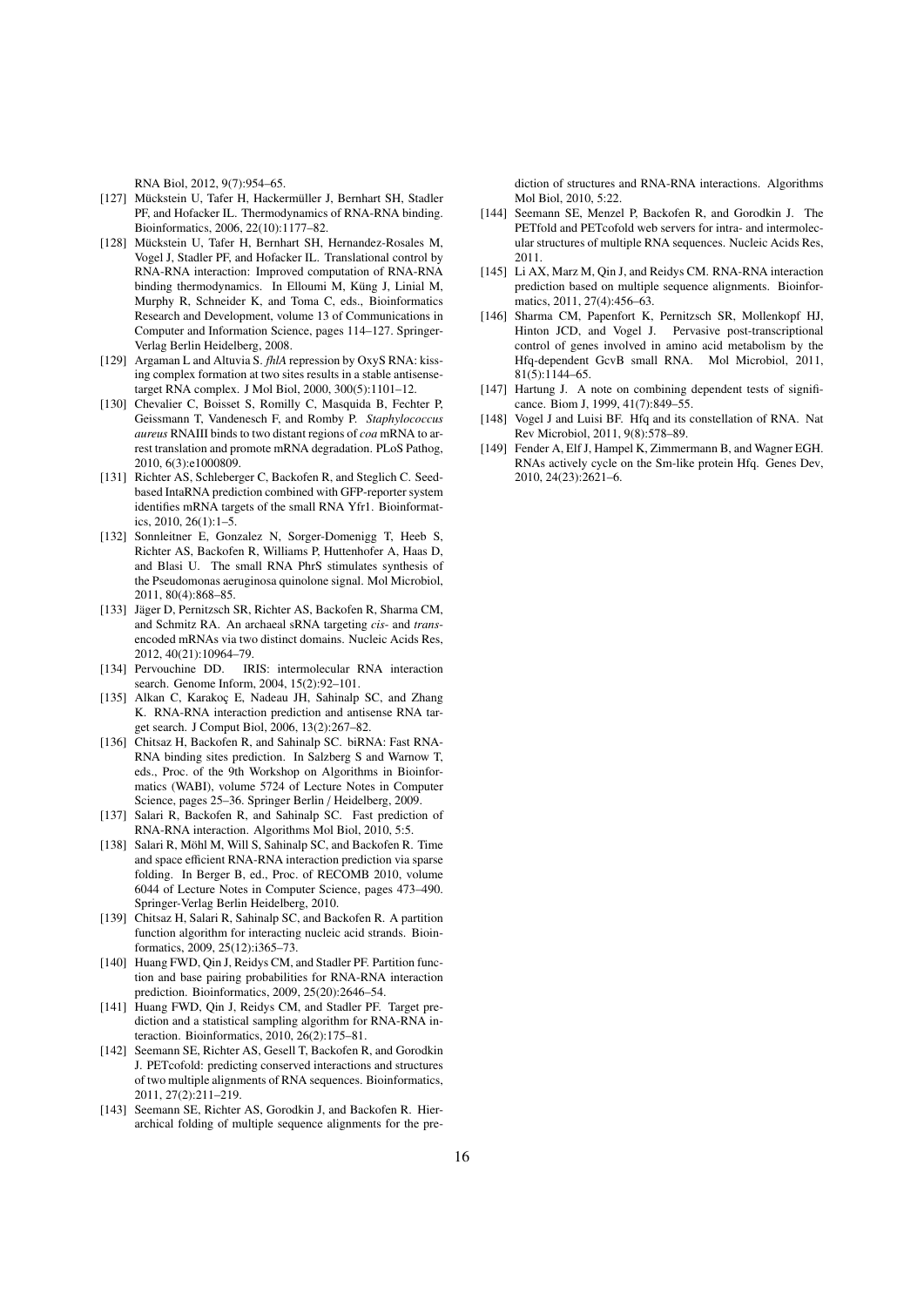RNA Biol, 2012, 9(7):954–65.

- [127] Mückstein U, Tafer H, Hackermüller J, Bernhart SH, Stadler PF, and Hofacker IL. Thermodynamics of RNA-RNA binding. Bioinformatics, 2006, 22(10):1177–82.
- [128] Mückstein U, Tafer H, Bernhart SH, Hernandez-Rosales M, Vogel J, Stadler PF, and Hofacker IL. Translational control by RNA-RNA interaction: Improved computation of RNA-RNA binding thermodynamics. In Elloumi M, Küng J, Linial M, Murphy R, Schneider K, and Toma C, eds., Bioinformatics Research and Development, volume 13 of Communications in Computer and Information Science, pages 114–127. Springer-Verlag Berlin Heidelberg, 2008.
- [129] Argaman L and Altuvia S. *fhlA* repression by OxyS RNA: kissing complex formation at two sites results in a stable antisense-target RNA complex. J Mol Biol, 2000, 300(5):1101–12.
- [130] Chevalier C, Boisset S, Romilly C, Masquida B, Fechter P, Geissmann T, Vandenesch F, and Romby P. *Staphylococcus aureus* RNAIII binds to two distant regions of *coa* mRNA to arrest translation and promote mRNA degradation. PLoS Pathog, 2010, 6(3):e1000809.
- [131] Richter AS, Schleberger C, Backofen R, and Steglich C. Seed-based IntaRNA prediction combined with GFP-reporter system identifies mRNA targets of the small RNA Yfr1. Bioinformatics, 2010, 26(1):1–5.
- [132] Sonnleitner E, Gonzalez N, Sorger-Domenigg T, Heeb S, Richter AS, Backofen R, Williams P, Huttenhofer A, Haas D, and Blasi U. The small RNA PhrS stimulates synthesis of the Pseudomonas aeruginosa quinolone signal. Mol Microbiol, 2011, 80(4):868–85.
- [133] Jäger D, Pernitzsch SR, Richter AS, Backofen R, Sharma CM, and Schmitz RA. An archaeal sRNA targeting *cis*- and *trans*-encoded mRNAs via two distinct domains. Nucleic Acids Res, 2012, 40(21):10964–79.
- [134] Pervouchine DD. IRIS: intermolecular RNA interaction search. Genome Inform, 2004, 15(2):92–101.
- [135] Alkan C, Karakoç E, Nadeau JH, Sahinalp SC, and Zhang K. RNA-RNA interaction prediction and antisense RNA target search. J Comput Biol, 2006, 13(2):267–82.
- [136] Chitsaz H, Backofen R, and Sahinalp SC. biRNA: Fast RNA-RNA binding sites prediction. In Salzberg S and Warnow T, eds., Proc. of the 9th Workshop on Algorithms in Bioinformatics (WABI), volume 5724 of Lecture Notes in Computer Science, pages 25–36. Springer Berlin / Heidelberg, 2009.
- [137] Salari R, Backofen R, and Sahinalp SC. Fast prediction of RNA-RNA interaction. Algorithms Mol Biol, 2010, 5:5.
- [138] Salari R, Möhl M, Will S, Sahinalp SC, and Backofen R. Time and space efficient RNA-RNA interaction prediction via sparse folding. In Berger B, ed., Proc. of RECOMB 2010, volume 6044 of Lecture Notes in Computer Science, pages 473–490. Springer-Verlag Berlin Heidelberg, 2010.
- [139] Chitsaz H, Salari R, Sahinalp SC, and Backofen R. A partition function algorithm for interacting nucleic acid strands. Bioinformatics, 2009, 25(12):i365–73.
- [140] Huang FWD, Qin J, Reidys CM, and Stadler PF. Partition function and base pairing probabilities for RNA-RNA interaction prediction. Bioinformatics, 2009, 25(20):2646–54.
- [141] Huang FWD, Qin J, Reidys CM, and Stadler PF. Target prediction and a statistical sampling algorithm for RNA-RNA interaction. Bioinformatics, 2010, 26(2):175–81.
- [142] Seemann SE, Richter AS, Gesell T, Backofen R, and Gorodkin J. PETcofold: predicting conserved interactions and structures of two multiple alignments of RNA sequences. Bioinformatics, 2011, 27(2):211–219.
- [143] Seemann SE, Richter AS, Gorodkin J, and Backofen R. Hierarchical folding of multiple sequence alignments for the prediction of structures and RNA-RNA interactions. Algorithms Mol Biol, 2010, 5:22.
- [144] Seemann SE, Menzel P, Backofen R, and Gorodkin J. The PETfold and PETcofold web servers for intra- and intermolecular structures of multiple RNA sequences. Nucleic Acids Res, 2011.
- [145] Li AX, Marz M, Qin J, and Reidys CM. RNA-RNA interaction prediction based on multiple sequence alignments. Bioinformatics, 2011, 27(4):456–63.
- [146] Sharma CM, Papenfort K, Pernitzsch SR, Mollenkopf HJ, Hinton JCD, and Vogel J. Pervasive post-transcriptional control of genes involved in amino acid metabolism by the Hfq-dependent GcvB small RNA. Mol Microbiol, 2011, 81(5):1144–65.
- [147] Hartung J. A note on combining dependent tests of significance. Biom J, 1999, 41(7):849–55.
- [148] Vogel J and Luisi BF. Hfq and its constellation of RNA. Nat Rev Microbiol, 2011, 9(8):578–89.
- [149] Fender A, Elf J, Hampel K, Zimmermann B, and Wagner EGH. RNAs actively cycle on the Sm-like protein Hfq. Genes Dev, 2010, 24(23):2621–6.